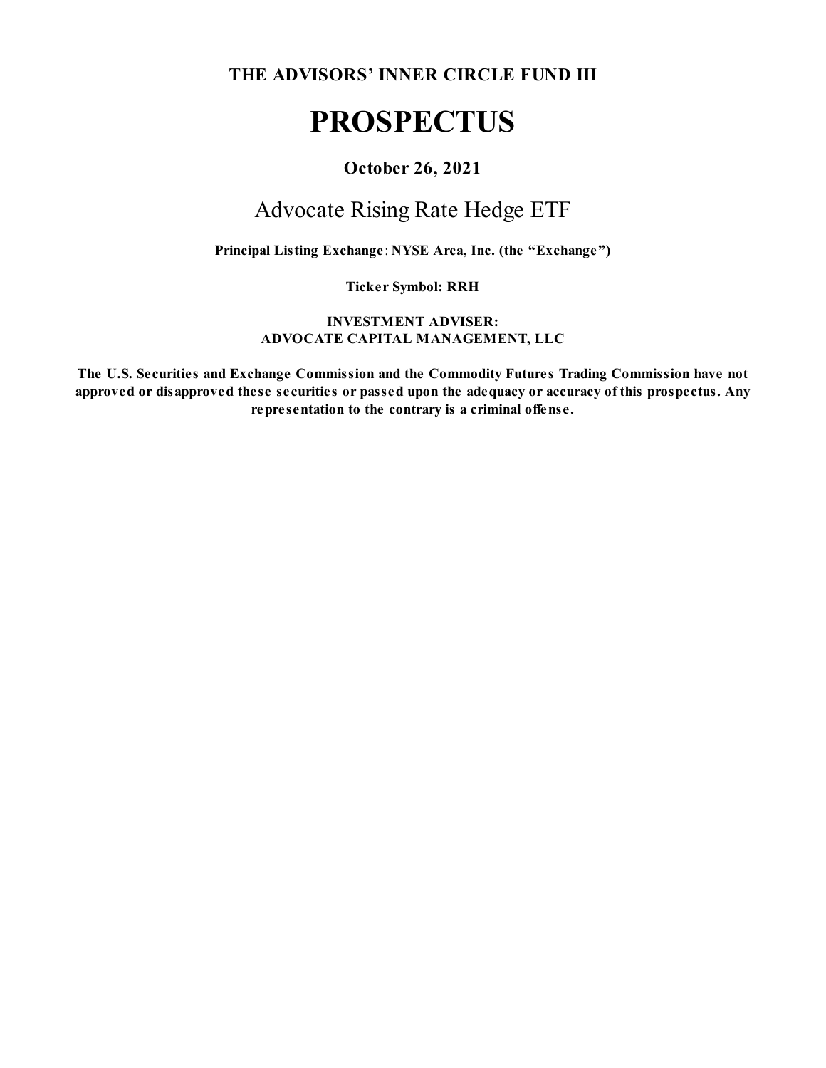**THE ADVISORS' INNER CIRCLE FUND III**

# PROSPECTUS

**October 26, 2021**

## Advocate Rising Rate Hedge ETF

**Principal Listing Exchange**: **NYSE Arca, Inc. (the "Exchange")**

**Ticker Symbol: RRH**

**INVESTMENT ADVISER:**
**ADVOCATE CAPITAL MANAGEMENT, LLC**

**The U.S. Securities and Exchange Commission and the Commodity Futures Trading Commission have not approved or disapproved these securities or passed upon the adequacy or accuracy of this prospectus. Any representation to the contrary is a criminal offense.**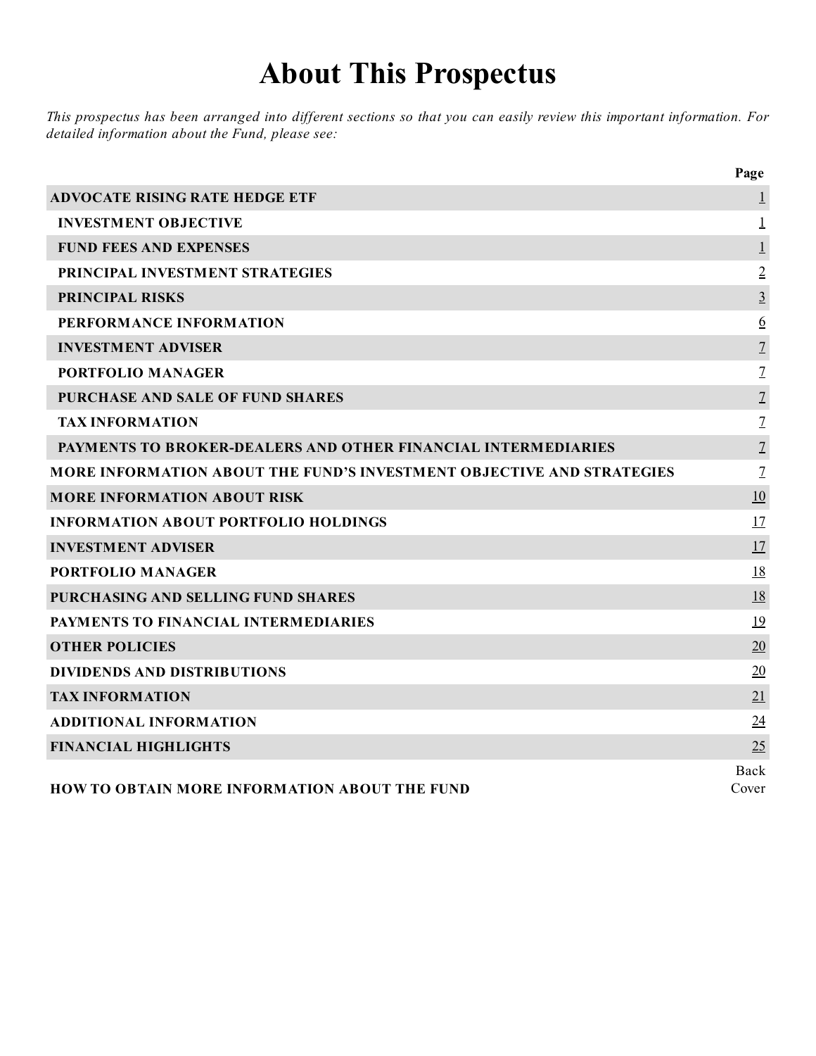# About This Prospectus

*This prospectus has been arranged into different sections so that you can easily review this important information. For detailed information about the Fund, please see:*

| | Page |
|---|---|
| **ADVOCATE RISING RATE HEDGE ETF** | 1 |
| **INVESTMENT OBJECTIVE** | 1 |
| **FUND FEES AND EXPENSES** | 1 |
| **PRINCIPAL INVESTMENT STRATEGIES** | 2 |
| **PRINCIPAL RISKS** | 3 |
| **PERFORMANCE INFORMATION** | 6 |
| **INVESTMENT ADVISER** | 7 |
| **PORTFOLIO MANAGER** | 7 |
| **PURCHASE AND SALE OF FUND SHARES** | 7 |
| **TAX INFORMATION** | 7 |
| **PAYMENTS TO BROKER-DEALERS AND OTHER FINANCIAL INTERMEDIARIES** | 7 |
| **MORE INFORMATION ABOUT THE FUND'S INVESTMENT OBJECTIVE AND STRATEGIES** | 7 |
| **MORE INFORMATION ABOUT RISK** | 10 |
| **INFORMATION ABOUT PORTFOLIO HOLDINGS** | 17 |
| **INVESTMENT ADVISER** | 17 |
| **PORTFOLIO MANAGER** | 18 |
| **PURCHASING AND SELLING FUND SHARES** | 18 |
| **PAYMENTS TO FINANCIAL INTERMEDIARIES** | 19 |
| **OTHER POLICIES** | 20 |
| **DIVIDENDS AND DISTRIBUTIONS** | 20 |
| **TAX INFORMATION** | 21 |
| **ADDITIONAL INFORMATION** | 24 |
| **FINANCIAL HIGHLIGHTS** | 25 |
| **HOW TO OBTAIN MORE INFORMATION ABOUT THE FUND** | Back Cover |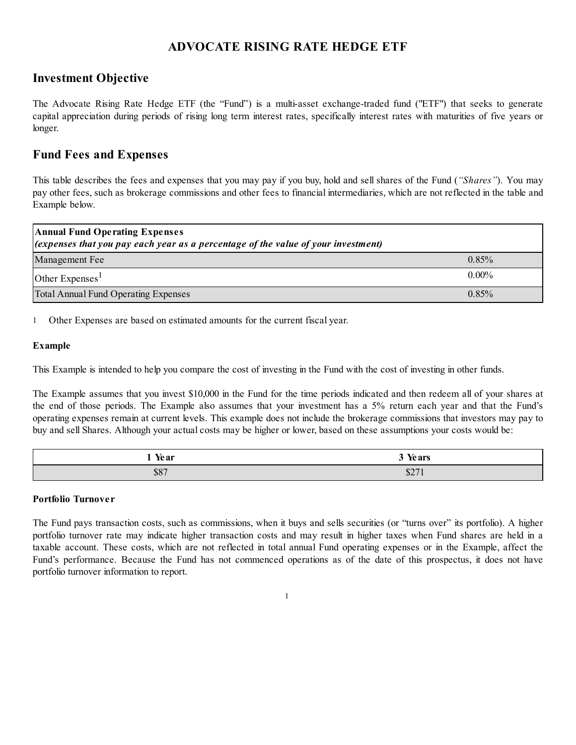# ADVOCATE RISING RATE HEDGE ETF

## Investment Objective

The Advocate Rising Rate Hedge ETF (the "Fund") is a multi-asset exchange-traded fund ("ETF") that seeks to generate capital appreciation during periods of rising long term interest rates, specifically interest rates with maturities of five years or longer.

## Fund Fees and Expenses

This table describes the fees and expenses that you may pay if you buy, hold and sell shares of the Fund (*"Shares"*). You may pay other fees, such as brokerage commissions and other fees to financial intermediaries, which are not reflected in the table and Example below.

| **Annual Fund Operating Expenses** *(expenses that you pay each year as a percentage of the value of your investment)* | |
|---|---|
| Management Fee | 0.85% |
| Other Expenses[1] | 0.00% |
| Total Annual Fund Operating Expenses | 0.85% |

1 Other Expenses are based on estimated amounts for the current fiscal year.

### Example

This Example is intended to help you compare the cost of investing in the Fund with the cost of investing in other funds.

The Example assumes that you invest $10,000 in the Fund for the time periods indicated and then redeem all of your shares at the end of those periods. The Example also assumes that your investment has a 5% return each year and that the Fund's operating expenses remain at current levels. This example does not include the brokerage commissions that investors may pay to buy and sell Shares. Although your actual costs may be higher or lower, based on these assumptions your costs would be:

| 1 Year | 3 Years |
|---|---|
| $87 | $271 |

### Portfolio Turnover

The Fund pays transaction costs, such as commissions, when it buys and sells securities (or "turns over" its portfolio). A higher portfolio turnover rate may indicate higher transaction costs and may result in higher taxes when Fund shares are held in a taxable account. These costs, which are not reflected in total annual Fund operating expenses or in the Example, affect the Fund's performance. Because the Fund has not commenced operations as of the date of this prospectus, it does not have portfolio turnover information to report.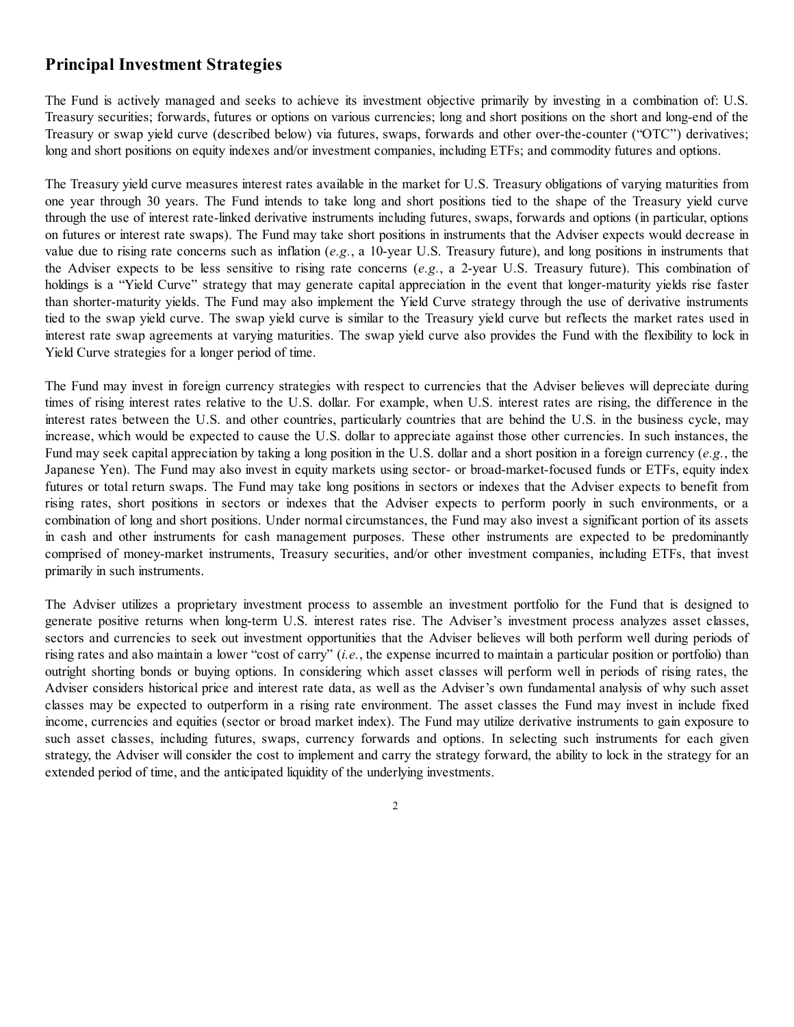## Principal Investment Strategies

The Fund is actively managed and seeks to achieve its investment objective primarily by investing in a combination of: U.S. Treasury securities; forwards, futures or options on various currencies; long and short positions on the short and long-end of the Treasury or swap yield curve (described below) via futures, swaps, forwards and other over-the-counter ("OTC") derivatives; long and short positions on equity indexes and/or investment companies, including ETFs; and commodity futures and options.

The Treasury yield curve measures interest rates available in the market for U.S. Treasury obligations of varying maturities from one year through 30 years. The Fund intends to take long and short positions tied to the shape of the Treasury yield curve through the use of interest rate-linked derivative instruments including futures, swaps, forwards and options (in particular, options on futures or interest rate swaps). The Fund may take short positions in instruments that the Adviser expects would decrease in value due to rising rate concerns such as inflation (*e.g.*, a 10-year U.S. Treasury future), and long positions in instruments that the Adviser expects to be less sensitive to rising rate concerns (*e.g.*, a 2-year U.S. Treasury future). This combination of holdings is a "Yield Curve" strategy that may generate capital appreciation in the event that longer-maturity yields rise faster than shorter-maturity yields. The Fund may also implement the Yield Curve strategy through the use of derivative instruments tied to the swap yield curve. The swap yield curve is similar to the Treasury yield curve but reflects the market rates used in interest rate swap agreements at varying maturities. The swap yield curve also provides the Fund with the flexibility to lock in Yield Curve strategies for a longer period of time.

The Fund may invest in foreign currency strategies with respect to currencies that the Adviser believes will depreciate during times of rising interest rates relative to the U.S. dollar. For example, when U.S. interest rates are rising, the difference in the interest rates between the U.S. and other countries, particularly countries that are behind the U.S. in the business cycle, may increase, which would be expected to cause the U.S. dollar to appreciate against those other currencies. In such instances, the Fund may seek capital appreciation by taking a long position in the U.S. dollar and a short position in a foreign currency (*e.g.*, the Japanese Yen). The Fund may also invest in equity markets using sector- or broad-market-focused funds or ETFs, equity index futures or total return swaps. The Fund may take long positions in sectors or indexes that the Adviser expects to benefit from rising rates, short positions in sectors or indexes that the Adviser expects to perform poorly in such environments, or a combination of long and short positions. Under normal circumstances, the Fund may also invest a significant portion of its assets in cash and other instruments for cash management purposes. These other instruments are expected to be predominantly comprised of money-market instruments, Treasury securities, and/or other investment companies, including ETFs, that invest primarily in such instruments.

The Adviser utilizes a proprietary investment process to assemble an investment portfolio for the Fund that is designed to generate positive returns when long-term U.S. interest rates rise. The Adviser's investment process analyzes asset classes, sectors and currencies to seek out investment opportunities that the Adviser believes will both perform well during periods of rising rates and also maintain a lower "cost of carry" (*i.e.*, the expense incurred to maintain a particular position or portfolio) than outright shorting bonds or buying options. In considering which asset classes will perform well in periods of rising rates, the Adviser considers historical price and interest rate data, as well as the Adviser's own fundamental analysis of why such asset classes may be expected to outperform in a rising rate environment. The asset classes the Fund may invest in include fixed income, currencies and equities (sector or broad market index). The Fund may utilize derivative instruments to gain exposure to such asset classes, including futures, swaps, currency forwards and options. In selecting such instruments for each given strategy, the Adviser will consider the cost to implement and carry the strategy forward, the ability to lock in the strategy for an extended period of time, and the anticipated liquidity of the underlying investments.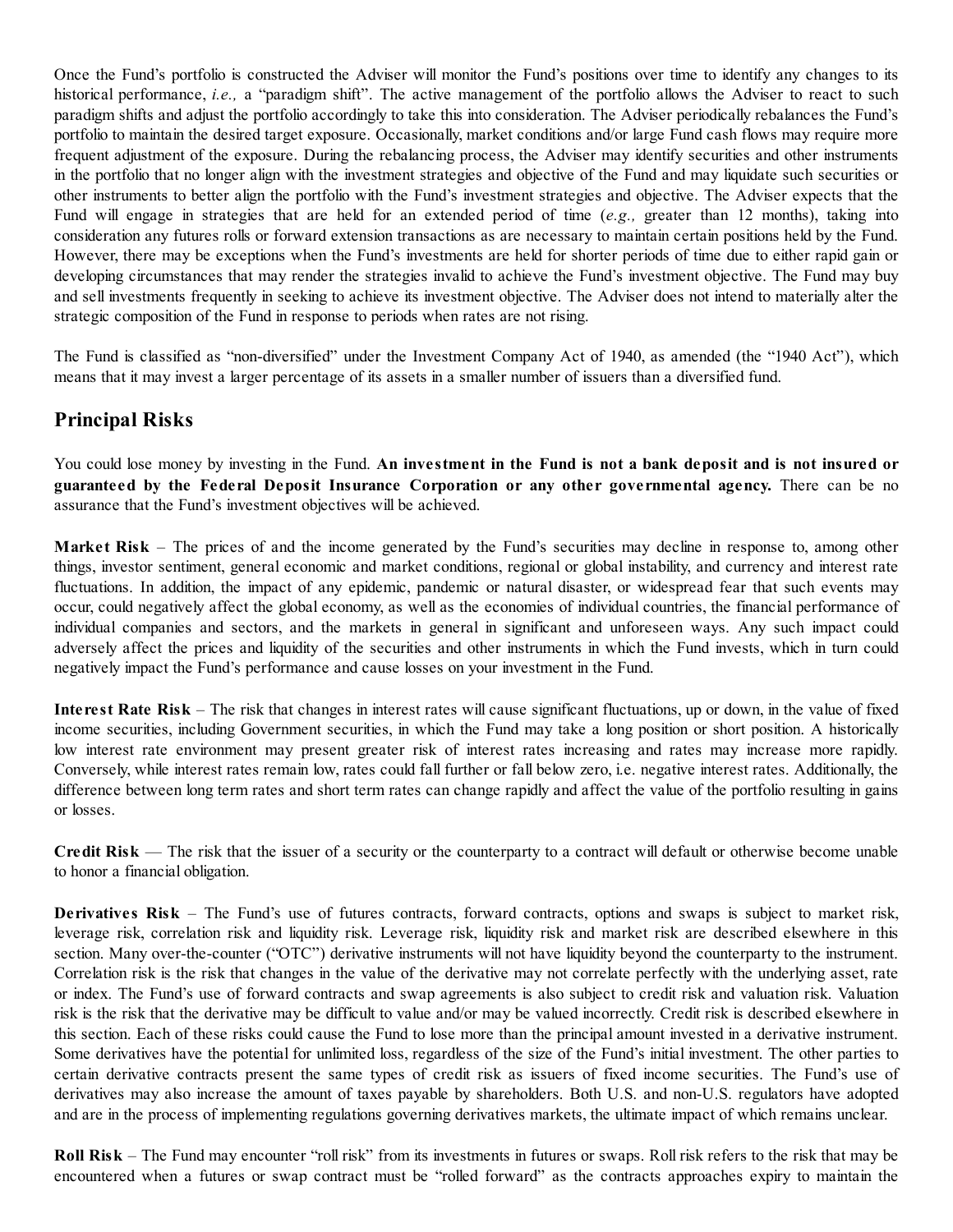Once the Fund's portfolio is constructed the Adviser will monitor the Fund's positions over time to identify any changes to its historical performance, *i.e.,* a "paradigm shift". The active management of the portfolio allows the Adviser to react to such paradigm shifts and adjust the portfolio accordingly to take this into consideration. The Adviser periodically rebalances the Fund's portfolio to maintain the desired target exposure. Occasionally, market conditions and/or large Fund cash flows may require more frequent adjustment of the exposure. During the rebalancing process, the Adviser may identify securities and other instruments in the portfolio that no longer align with the investment strategies and objective of the Fund and may liquidate such securities or other instruments to better align the portfolio with the Fund's investment strategies and objective. The Adviser expects that the Fund will engage in strategies that are held for an extended period of time (*e.g.,* greater than 12 months), taking into consideration any futures rolls or forward extension transactions as are necessary to maintain certain positions held by the Fund. However, there may be exceptions when the Fund's investments are held for shorter periods of time due to either rapid gain or developing circumstances that may render the strategies invalid to achieve the Fund's investment objective. The Fund may buy and sell investments frequently in seeking to achieve its investment objective. The Adviser does not intend to materially alter the strategic composition of the Fund in response to periods when rates are not rising.

The Fund is classified as "non-diversified" under the Investment Company Act of 1940, as amended (the "1940 Act"), which means that it may invest a larger percentage of its assets in a smaller number of issuers than a diversified fund.

## Principal Risks

You could lose money by investing in the Fund. **An investment in the Fund is not a bank deposit and is not insured or guaranteed by the Federal Deposit Insurance Corporation or any other governmental agency.** There can be no assurance that the Fund's investment objectives will be achieved.

**Market Risk** – The prices of and the income generated by the Fund's securities may decline in response to, among other things, investor sentiment, general economic and market conditions, regional or global instability, and currency and interest rate fluctuations. In addition, the impact of any epidemic, pandemic or natural disaster, or widespread fear that such events may occur, could negatively affect the global economy, as well as the economies of individual countries, the financial performance of individual companies and sectors, and the markets in general in significant and unforeseen ways. Any such impact could adversely affect the prices and liquidity of the securities and other instruments in which the Fund invests, which in turn could negatively impact the Fund's performance and cause losses on your investment in the Fund.

**Interest Rate Risk** – The risk that changes in interest rates will cause significant fluctuations, up or down, in the value of fixed income securities, including Government securities, in which the Fund may take a long position or short position. A historically low interest rate environment may present greater risk of interest rates increasing and rates may increase more rapidly. Conversely, while interest rates remain low, rates could fall further or fall below zero, i.e. negative interest rates. Additionally, the difference between long term rates and short term rates can change rapidly and affect the value of the portfolio resulting in gains or losses.

**Credit Risk** — The risk that the issuer of a security or the counterparty to a contract will default or otherwise become unable to honor a financial obligation.

**Derivatives Risk** – The Fund's use of futures contracts, forward contracts, options and swaps is subject to market risk, leverage risk, correlation risk and liquidity risk. Leverage risk, liquidity risk and market risk are described elsewhere in this section. Many over-the-counter ("OTC") derivative instruments will not have liquidity beyond the counterparty to the instrument. Correlation risk is the risk that changes in the value of the derivative may not correlate perfectly with the underlying asset, rate or index. The Fund's use of forward contracts and swap agreements is also subject to credit risk and valuation risk. Valuation risk is the risk that the derivative may be difficult to value and/or may be valued incorrectly. Credit risk is described elsewhere in this section. Each of these risks could cause the Fund to lose more than the principal amount invested in a derivative instrument. Some derivatives have the potential for unlimited loss, regardless of the size of the Fund's initial investment. The other parties to certain derivative contracts present the same types of credit risk as issuers of fixed income securities. The Fund's use of derivatives may also increase the amount of taxes payable by shareholders. Both U.S. and non-U.S. regulators have adopted and are in the process of implementing regulations governing derivatives markets, the ultimate impact of which remains unclear.

**Roll Risk** – The Fund may encounter "roll risk" from its investments in futures or swaps. Roll risk refers to the risk that may be encountered when a futures or swap contract must be "rolled forward" as the contracts approaches expiry to maintain the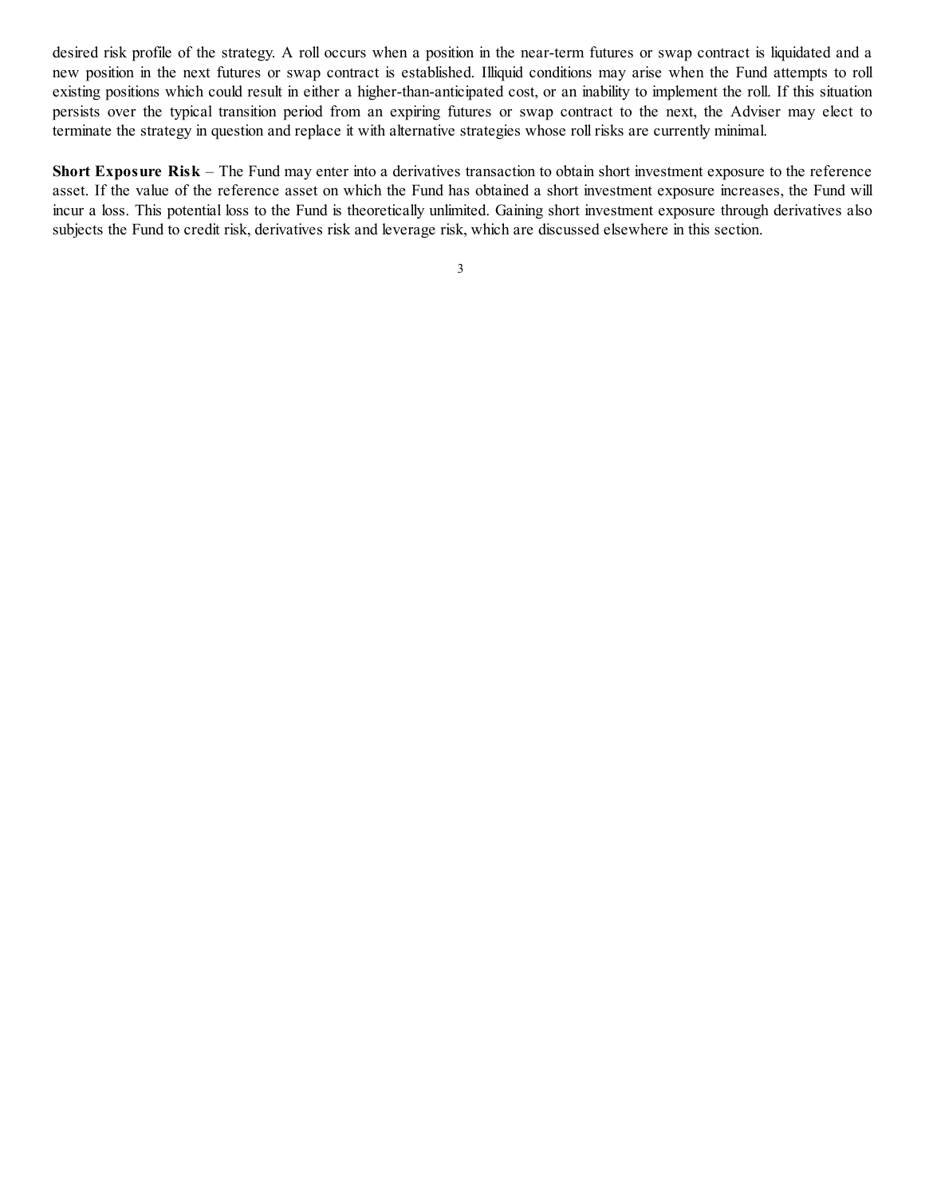desired risk profile of the strategy. A roll occurs when a position in the near-term futures or swap contract is liquidated and a new position in the next futures or swap contract is established. Illiquid conditions may arise when the Fund attempts to roll existing positions which could result in either a higher-than-anticipated cost, or an inability to implement the roll. If this situation persists over the typical transition period from an expiring futures or swap contract to the next, the Adviser may elect to terminate the strategy in question and replace it with alternative strategies whose roll risks are currently minimal.

**Short Exposure Risk** – The Fund may enter into a derivatives transaction to obtain short investment exposure to the reference asset. If the value of the reference asset on which the Fund has obtained a short investment exposure increases, the Fund will incur a loss. This potential loss to the Fund is theoretically unlimited. Gaining short investment exposure through derivatives also subjects the Fund to credit risk, derivatives risk and leverage risk, which are discussed elsewhere in this section.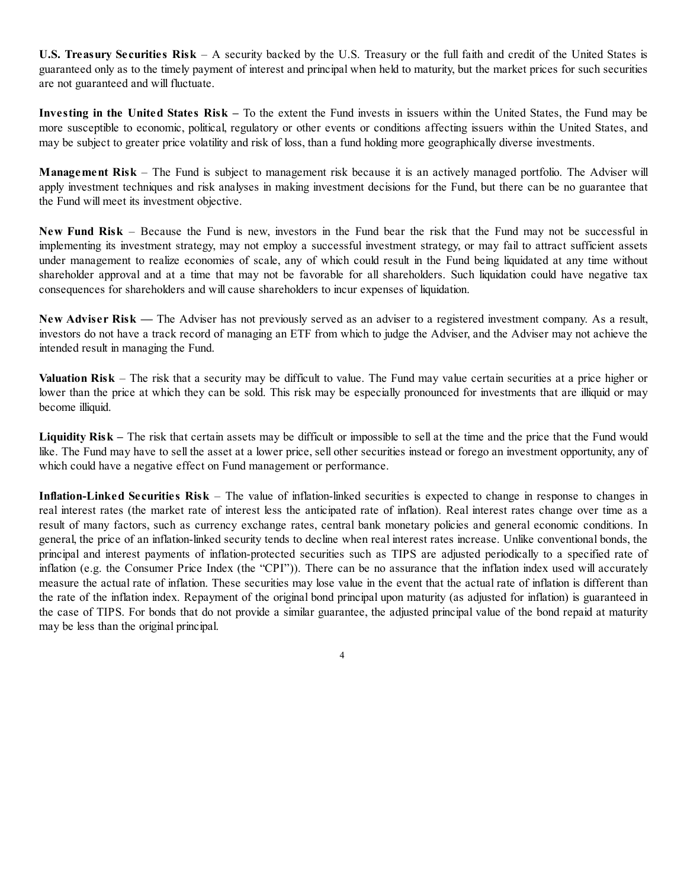**U.S. Treasury Securities Risk** – A security backed by the U.S. Treasury or the full faith and credit of the United States is guaranteed only as to the timely payment of interest and principal when held to maturity, but the market prices for such securities are not guaranteed and will fluctuate.

**Investing in the United States Risk –** To the extent the Fund invests in issuers within the United States, the Fund may be more susceptible to economic, political, regulatory or other events or conditions affecting issuers within the United States, and may be subject to greater price volatility and risk of loss, than a fund holding more geographically diverse investments.

**Management Risk** – The Fund is subject to management risk because it is an actively managed portfolio. The Adviser will apply investment techniques and risk analyses in making investment decisions for the Fund, but there can be no guarantee that the Fund will meet its investment objective.

**New Fund Risk** – Because the Fund is new, investors in the Fund bear the risk that the Fund may not be successful in implementing its investment strategy, may not employ a successful investment strategy, or may fail to attract sufficient assets under management to realize economies of scale, any of which could result in the Fund being liquidated at any time without shareholder approval and at a time that may not be favorable for all shareholders. Such liquidation could have negative tax consequences for shareholders and will cause shareholders to incur expenses of liquidation.

**New Adviser Risk —** The Adviser has not previously served as an adviser to a registered investment company. As a result, investors do not have a track record of managing an ETF from which to judge the Adviser, and the Adviser may not achieve the intended result in managing the Fund.

**Valuation Risk** – The risk that a security may be difficult to value. The Fund may value certain securities at a price higher or lower than the price at which they can be sold. This risk may be especially pronounced for investments that are illiquid or may become illiquid.

**Liquidity Risk –** The risk that certain assets may be difficult or impossible to sell at the time and the price that the Fund would like. The Fund may have to sell the asset at a lower price, sell other securities instead or forego an investment opportunity, any of which could have a negative effect on Fund management or performance.

**Inflation-Linked Securities Risk** – The value of inflation-linked securities is expected to change in response to changes in real interest rates (the market rate of interest less the anticipated rate of inflation). Real interest rates change over time as a result of many factors, such as currency exchange rates, central bank monetary policies and general economic conditions. In general, the price of an inflation-linked security tends to decline when real interest rates increase. Unlike conventional bonds, the principal and interest payments of inflation-protected securities such as TIPS are adjusted periodically to a specified rate of inflation (e.g. the Consumer Price Index (the "CPI")). There can be no assurance that the inflation index used will accurately measure the actual rate of inflation. These securities may lose value in the event that the actual rate of inflation is different than the rate of the inflation index. Repayment of the original bond principal upon maturity (as adjusted for inflation) is guaranteed in the case of TIPS. For bonds that do not provide a similar guarantee, the adjusted principal value of the bond repaid at maturity may be less than the original principal.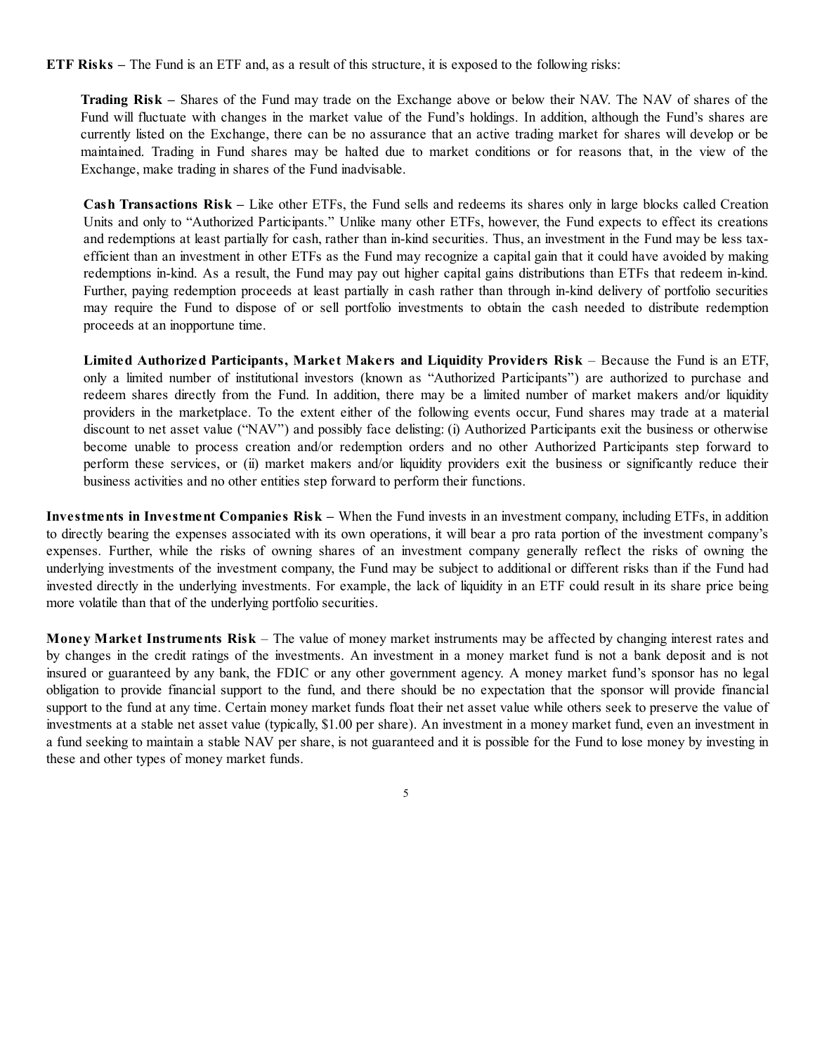**ETF Risks –** The Fund is an ETF and, as a result of this structure, it is exposed to the following risks:

**Trading Risk –** Shares of the Fund may trade on the Exchange above or below their NAV. The NAV of shares of the Fund will fluctuate with changes in the market value of the Fund's holdings. In addition, although the Fund's shares are currently listed on the Exchange, there can be no assurance that an active trading market for shares will develop or be maintained. Trading in Fund shares may be halted due to market conditions or for reasons that, in the view of the Exchange, make trading in shares of the Fund inadvisable.

**Cash Transactions Risk –** Like other ETFs, the Fund sells and redeems its shares only in large blocks called Creation Units and only to "Authorized Participants." Unlike many other ETFs, however, the Fund expects to effect its creations and redemptions at least partially for cash, rather than in-kind securities. Thus, an investment in the Fund may be less tax-efficient than an investment in other ETFs as the Fund may recognize a capital gain that it could have avoided by making redemptions in-kind. As a result, the Fund may pay out higher capital gains distributions than ETFs that redeem in-kind. Further, paying redemption proceeds at least partially in cash rather than through in-kind delivery of portfolio securities may require the Fund to dispose of or sell portfolio investments to obtain the cash needed to distribute redemption proceeds at an inopportune time.

**Limited Authorized Participants, Market Makers and Liquidity Providers Risk** – Because the Fund is an ETF, only a limited number of institutional investors (known as "Authorized Participants") are authorized to purchase and redeem shares directly from the Fund. In addition, there may be a limited number of market makers and/or liquidity providers in the marketplace. To the extent either of the following events occur, Fund shares may trade at a material discount to net asset value ("NAV") and possibly face delisting: (i) Authorized Participants exit the business or otherwise become unable to process creation and/or redemption orders and no other Authorized Participants step forward to perform these services, or (ii) market makers and/or liquidity providers exit the business or significantly reduce their business activities and no other entities step forward to perform their functions.

**Investments in Investment Companies Risk –** When the Fund invests in an investment company, including ETFs, in addition to directly bearing the expenses associated with its own operations, it will bear a pro rata portion of the investment company's expenses. Further, while the risks of owning shares of an investment company generally reflect the risks of owning the underlying investments of the investment company, the Fund may be subject to additional or different risks than if the Fund had invested directly in the underlying investments. For example, the lack of liquidity in an ETF could result in its share price being more volatile than that of the underlying portfolio securities.

**Money Market Instruments Risk** – The value of money market instruments may be affected by changing interest rates and by changes in the credit ratings of the investments. An investment in a money market fund is not a bank deposit and is not insured or guaranteed by any bank, the FDIC or any other government agency. A money market fund's sponsor has no legal obligation to provide financial support to the fund, and there should be no expectation that the sponsor will provide financial support to the fund at any time. Certain money market funds float their net asset value while others seek to preserve the value of investments at a stable net asset value (typically, $1.00 per share). An investment in a money market fund, even an investment in a fund seeking to maintain a stable NAV per share, is not guaranteed and it is possible for the Fund to lose money by investing in these and other types of money market funds.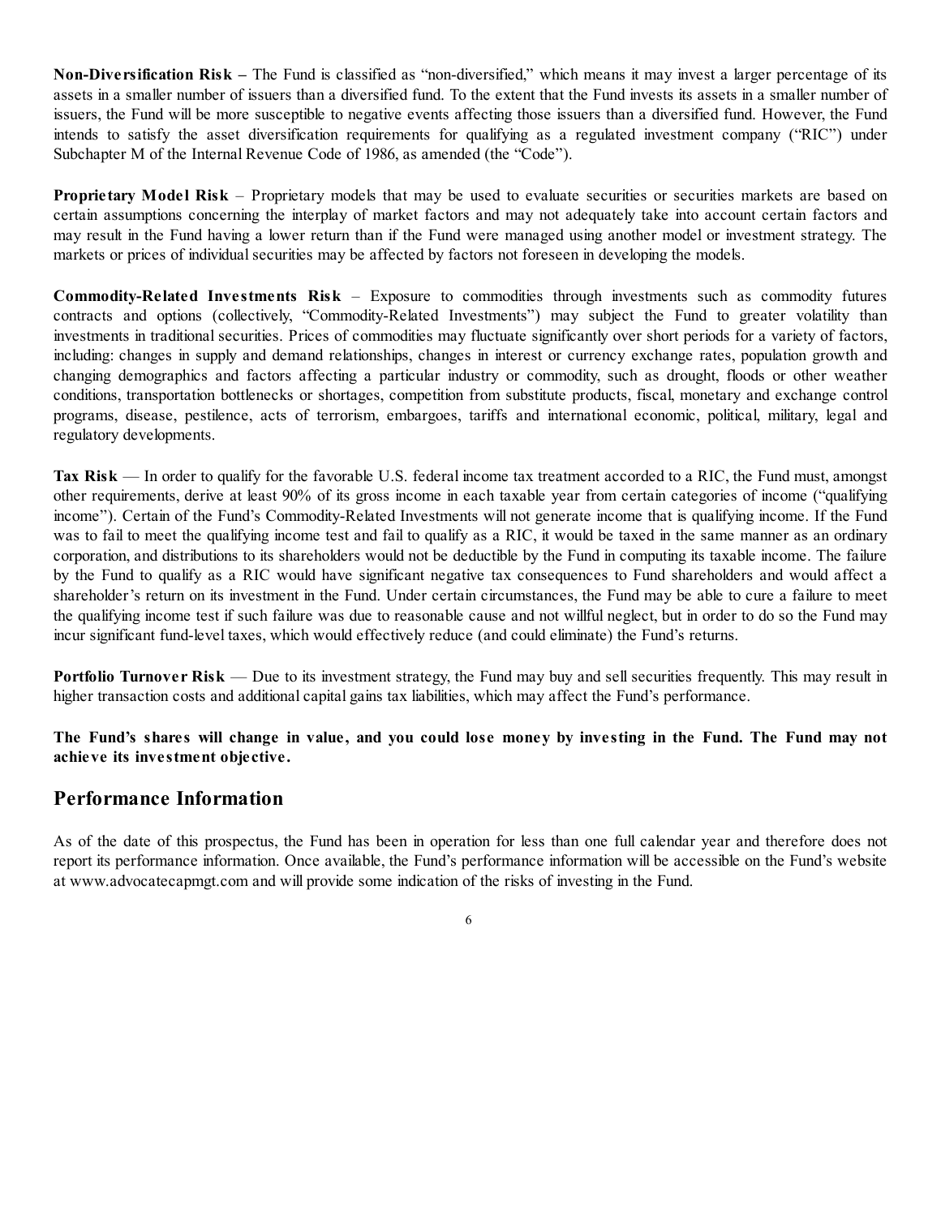**Non-Diversification Risk –** The Fund is classified as "non-diversified," which means it may invest a larger percentage of its assets in a smaller number of issuers than a diversified fund. To the extent that the Fund invests its assets in a smaller number of issuers, the Fund will be more susceptible to negative events affecting those issuers than a diversified fund. However, the Fund intends to satisfy the asset diversification requirements for qualifying as a regulated investment company ("RIC") under Subchapter M of the Internal Revenue Code of 1986, as amended (the "Code").

**Proprietary Model Risk** – Proprietary models that may be used to evaluate securities or securities markets are based on certain assumptions concerning the interplay of market factors and may not adequately take into account certain factors and may result in the Fund having a lower return than if the Fund were managed using another model or investment strategy. The markets or prices of individual securities may be affected by factors not foreseen in developing the models.

**Commodity-Related Investments Risk** – Exposure to commodities through investments such as commodity futures contracts and options (collectively, "Commodity-Related Investments") may subject the Fund to greater volatility than investments in traditional securities. Prices of commodities may fluctuate significantly over short periods for a variety of factors, including: changes in supply and demand relationships, changes in interest or currency exchange rates, population growth and changing demographics and factors affecting a particular industry or commodity, such as drought, floods or other weather conditions, transportation bottlenecks or shortages, competition from substitute products, fiscal, monetary and exchange control programs, disease, pestilence, acts of terrorism, embargoes, tariffs and international economic, political, military, legal and regulatory developments.

**Tax Risk** — In order to qualify for the favorable U.S. federal income tax treatment accorded to a RIC, the Fund must, amongst other requirements, derive at least 90% of its gross income in each taxable year from certain categories of income ("qualifying income"). Certain of the Fund's Commodity-Related Investments will not generate income that is qualifying income. If the Fund was to fail to meet the qualifying income test and fail to qualify as a RIC, it would be taxed in the same manner as an ordinary corporation, and distributions to its shareholders would not be deductible by the Fund in computing its taxable income. The failure by the Fund to qualify as a RIC would have significant negative tax consequences to Fund shareholders and would affect a shareholder's return on its investment in the Fund. Under certain circumstances, the Fund may be able to cure a failure to meet the qualifying income test if such failure was due to reasonable cause and not willful neglect, but in order to do so the Fund may incur significant fund-level taxes, which would effectively reduce (and could eliminate) the Fund's returns.

**Portfolio Turnover Risk** — Due to its investment strategy, the Fund may buy and sell securities frequently. This may result in higher transaction costs and additional capital gains tax liabilities, which may affect the Fund's performance.

**The Fund's shares will change in value, and you could lose money by investing in the Fund. The Fund may not achieve its investment objective.**

## Performance Information

As of the date of this prospectus, the Fund has been in operation for less than one full calendar year and therefore does not report its performance information. Once available, the Fund's performance information will be accessible on the Fund's website at www.advocatecapmgt.com and will provide some indication of the risks of investing in the Fund.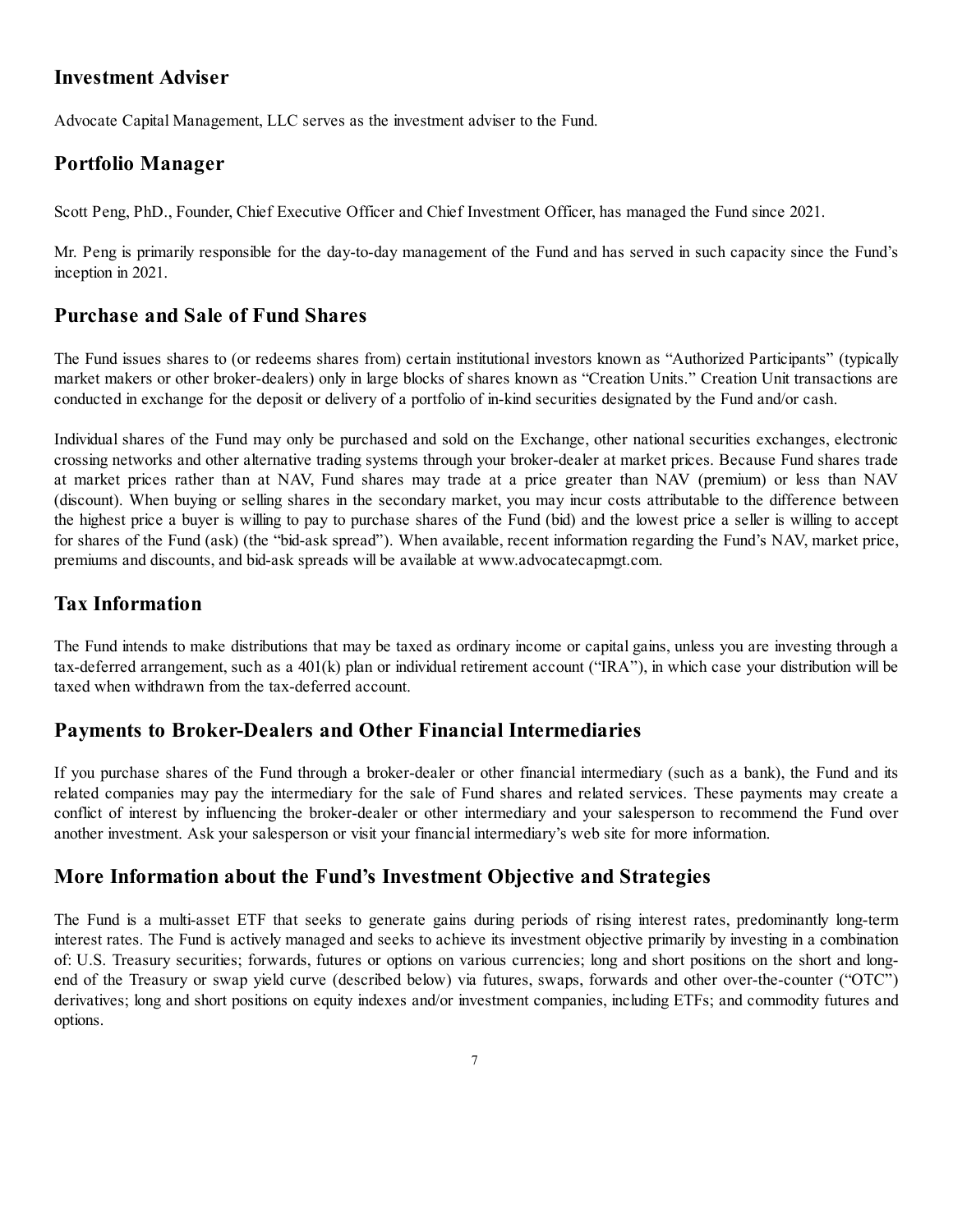## Investment Adviser

Advocate Capital Management, LLC serves as the investment adviser to the Fund.

## Portfolio Manager

Scott Peng, PhD., Founder, Chief Executive Officer and Chief Investment Officer, has managed the Fund since 2021.

Mr. Peng is primarily responsible for the day-to-day management of the Fund and has served in such capacity since the Fund's inception in 2021.

## Purchase and Sale of Fund Shares

The Fund issues shares to (or redeems shares from) certain institutional investors known as "Authorized Participants" (typically market makers or other broker-dealers) only in large blocks of shares known as "Creation Units." Creation Unit transactions are conducted in exchange for the deposit or delivery of a portfolio of in-kind securities designated by the Fund and/or cash.

Individual shares of the Fund may only be purchased and sold on the Exchange, other national securities exchanges, electronic crossing networks and other alternative trading systems through your broker-dealer at market prices. Because Fund shares trade at market prices rather than at NAV, Fund shares may trade at a price greater than NAV (premium) or less than NAV (discount). When buying or selling shares in the secondary market, you may incur costs attributable to the difference between the highest price a buyer is willing to pay to purchase shares of the Fund (bid) and the lowest price a seller is willing to accept for shares of the Fund (ask) (the "bid-ask spread"). When available, recent information regarding the Fund's NAV, market price, premiums and discounts, and bid-ask spreads will be available at www.advocatecapmgt.com.

## Tax Information

The Fund intends to make distributions that may be taxed as ordinary income or capital gains, unless you are investing through a tax-deferred arrangement, such as a 401(k) plan or individual retirement account ("IRA"), in which case your distribution will be taxed when withdrawn from the tax-deferred account.

## Payments to Broker-Dealers and Other Financial Intermediaries

If you purchase shares of the Fund through a broker-dealer or other financial intermediary (such as a bank), the Fund and its related companies may pay the intermediary for the sale of Fund shares and related services. These payments may create a conflict of interest by influencing the broker-dealer or other intermediary and your salesperson to recommend the Fund over another investment. Ask your salesperson or visit your financial intermediary's web site for more information.

## More Information about the Fund's Investment Objective and Strategies

The Fund is a multi-asset ETF that seeks to generate gains during periods of rising interest rates, predominantly long-term interest rates. The Fund is actively managed and seeks to achieve its investment objective primarily by investing in a combination of: U.S. Treasury securities; forwards, futures or options on various currencies; long and short positions on the short and long-end of the Treasury or swap yield curve (described below) via futures, swaps, forwards and other over-the-counter ("OTC") derivatives; long and short positions on equity indexes and/or investment companies, including ETFs; and commodity futures and options.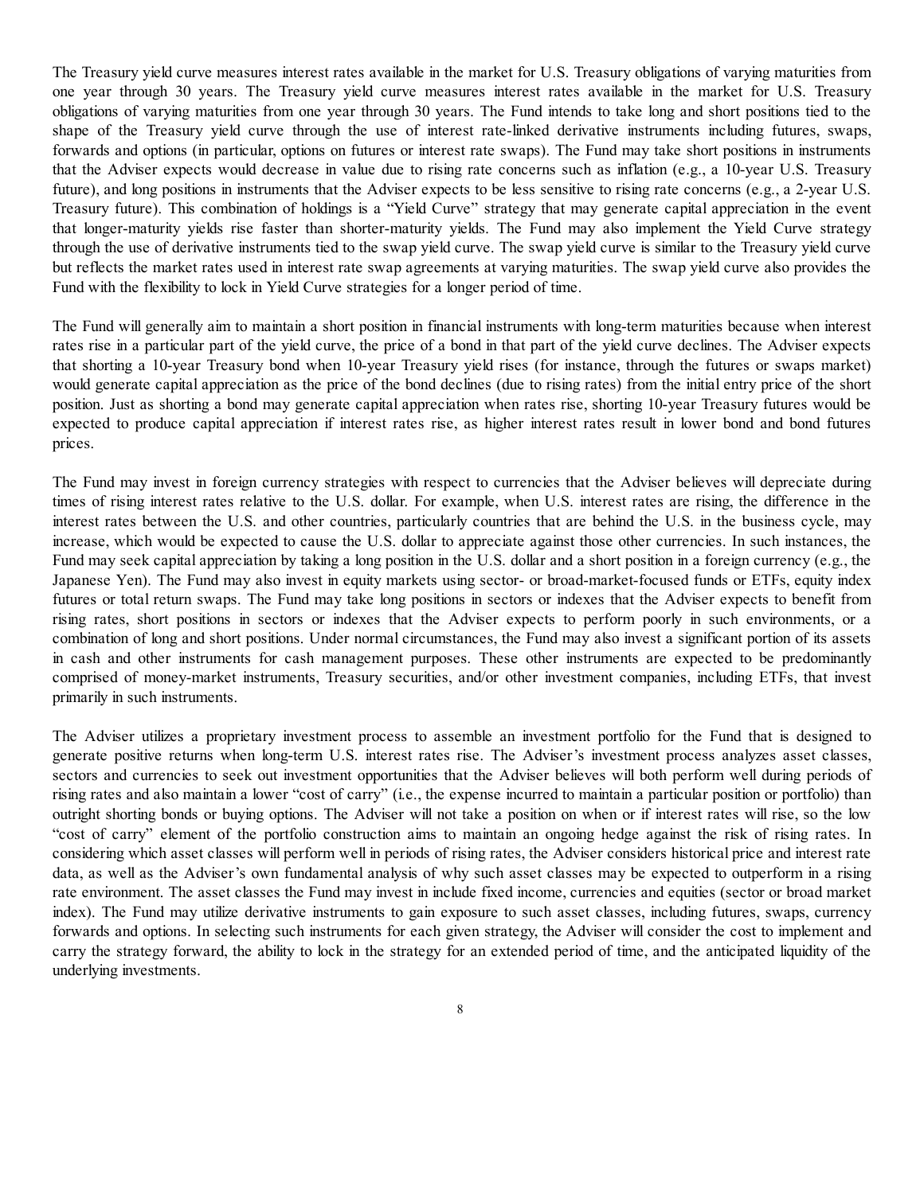The Treasury yield curve measures interest rates available in the market for U.S. Treasury obligations of varying maturities from one year through 30 years. The Treasury yield curve measures interest rates available in the market for U.S. Treasury obligations of varying maturities from one year through 30 years. The Fund intends to take long and short positions tied to the shape of the Treasury yield curve through the use of interest rate-linked derivative instruments including futures, swaps, forwards and options (in particular, options on futures or interest rate swaps). The Fund may take short positions in instruments that the Adviser expects would decrease in value due to rising rate concerns such as inflation (e.g., a 10-year U.S. Treasury future), and long positions in instruments that the Adviser expects to be less sensitive to rising rate concerns (e.g., a 2-year U.S. Treasury future). This combination of holdings is a "Yield Curve" strategy that may generate capital appreciation in the event that longer-maturity yields rise faster than shorter-maturity yields. The Fund may also implement the Yield Curve strategy through the use of derivative instruments tied to the swap yield curve. The swap yield curve is similar to the Treasury yield curve but reflects the market rates used in interest rate swap agreements at varying maturities. The swap yield curve also provides the Fund with the flexibility to lock in Yield Curve strategies for a longer period of time.

The Fund will generally aim to maintain a short position in financial instruments with long-term maturities because when interest rates rise in a particular part of the yield curve, the price of a bond in that part of the yield curve declines. The Adviser expects that shorting a 10-year Treasury bond when 10-year Treasury yield rises (for instance, through the futures or swaps market) would generate capital appreciation as the price of the bond declines (due to rising rates) from the initial entry price of the short position. Just as shorting a bond may generate capital appreciation when rates rise, shorting 10-year Treasury futures would be expected to produce capital appreciation if interest rates rise, as higher interest rates result in lower bond and bond futures prices.

The Fund may invest in foreign currency strategies with respect to currencies that the Adviser believes will depreciate during times of rising interest rates relative to the U.S. dollar. For example, when U.S. interest rates are rising, the difference in the interest rates between the U.S. and other countries, particularly countries that are behind the U.S. in the business cycle, may increase, which would be expected to cause the U.S. dollar to appreciate against those other currencies. In such instances, the Fund may seek capital appreciation by taking a long position in the U.S. dollar and a short position in a foreign currency (e.g., the Japanese Yen). The Fund may also invest in equity markets using sector- or broad-market-focused funds or ETFs, equity index futures or total return swaps. The Fund may take long positions in sectors or indexes that the Adviser expects to benefit from rising rates, short positions in sectors or indexes that the Adviser expects to perform poorly in such environments, or a combination of long and short positions. Under normal circumstances, the Fund may also invest a significant portion of its assets in cash and other instruments for cash management purposes. These other instruments are expected to be predominantly comprised of money-market instruments, Treasury securities, and/or other investment companies, including ETFs, that invest primarily in such instruments.

The Adviser utilizes a proprietary investment process to assemble an investment portfolio for the Fund that is designed to generate positive returns when long-term U.S. interest rates rise. The Adviser's investment process analyzes asset classes, sectors and currencies to seek out investment opportunities that the Adviser believes will both perform well during periods of rising rates and also maintain a lower "cost of carry" (i.e., the expense incurred to maintain a particular position or portfolio) than outright shorting bonds or buying options. The Adviser will not take a position on when or if interest rates will rise, so the low "cost of carry" element of the portfolio construction aims to maintain an ongoing hedge against the risk of rising rates. In considering which asset classes will perform well in periods of rising rates, the Adviser considers historical price and interest rate data, as well as the Adviser's own fundamental analysis of why such asset classes may be expected to outperform in a rising rate environment. The asset classes the Fund may invest in include fixed income, currencies and equities (sector or broad market index). The Fund may utilize derivative instruments to gain exposure to such asset classes, including futures, swaps, currency forwards and options. In selecting such instruments for each given strategy, the Adviser will consider the cost to implement and carry the strategy forward, the ability to lock in the strategy for an extended period of time, and the anticipated liquidity of the underlying investments.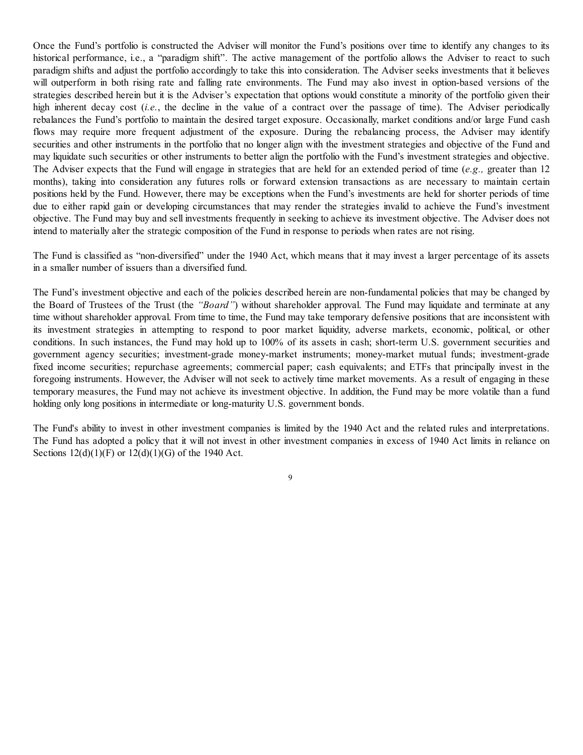Once the Fund's portfolio is constructed the Adviser will monitor the Fund's positions over time to identify any changes to its historical performance, i.e., a "paradigm shift". The active management of the portfolio allows the Adviser to react to such paradigm shifts and adjust the portfolio accordingly to take this into consideration. The Adviser seeks investments that it believes will outperform in both rising rate and falling rate environments. The Fund may also invest in option-based versions of the strategies described herein but it is the Adviser's expectation that options would constitute a minority of the portfolio given their high inherent decay cost (*i.e.*, the decline in the value of a contract over the passage of time). The Adviser periodically rebalances the Fund's portfolio to maintain the desired target exposure. Occasionally, market conditions and/or large Fund cash flows may require more frequent adjustment of the exposure. During the rebalancing process, the Adviser may identify securities and other instruments in the portfolio that no longer align with the investment strategies and objective of the Fund and may liquidate such securities or other instruments to better align the portfolio with the Fund's investment strategies and objective. The Adviser expects that the Fund will engage in strategies that are held for an extended period of time (*e.g.,* greater than 12 months), taking into consideration any futures rolls or forward extension transactions as are necessary to maintain certain positions held by the Fund. However, there may be exceptions when the Fund's investments are held for shorter periods of time due to either rapid gain or developing circumstances that may render the strategies invalid to achieve the Fund's investment objective. The Fund may buy and sell investments frequently in seeking to achieve its investment objective. The Adviser does not intend to materially alter the strategic composition of the Fund in response to periods when rates are not rising.

The Fund is classified as "non-diversified" under the 1940 Act, which means that it may invest a larger percentage of its assets in a smaller number of issuers than a diversified fund.

The Fund's investment objective and each of the policies described herein are non-fundamental policies that may be changed by the Board of Trustees of the Trust (the *"Board"*) without shareholder approval. The Fund may liquidate and terminate at any time without shareholder approval. From time to time, the Fund may take temporary defensive positions that are inconsistent with its investment strategies in attempting to respond to poor market liquidity, adverse markets, economic, political, or other conditions. In such instances, the Fund may hold up to 100% of its assets in cash; short-term U.S. government securities and government agency securities; investment-grade money-market instruments; money-market mutual funds; investment-grade fixed income securities; repurchase agreements; commercial paper; cash equivalents; and ETFs that principally invest in the foregoing instruments. However, the Adviser will not seek to actively time market movements. As a result of engaging in these temporary measures, the Fund may not achieve its investment objective. In addition, the Fund may be more volatile than a fund holding only long positions in intermediate or long-maturity U.S. government bonds.

The Fund's ability to invest in other investment companies is limited by the 1940 Act and the related rules and interpretations. The Fund has adopted a policy that it will not invest in other investment companies in excess of 1940 Act limits in reliance on Sections 12(d)(1)(F) or 12(d)(1)(G) of the 1940 Act.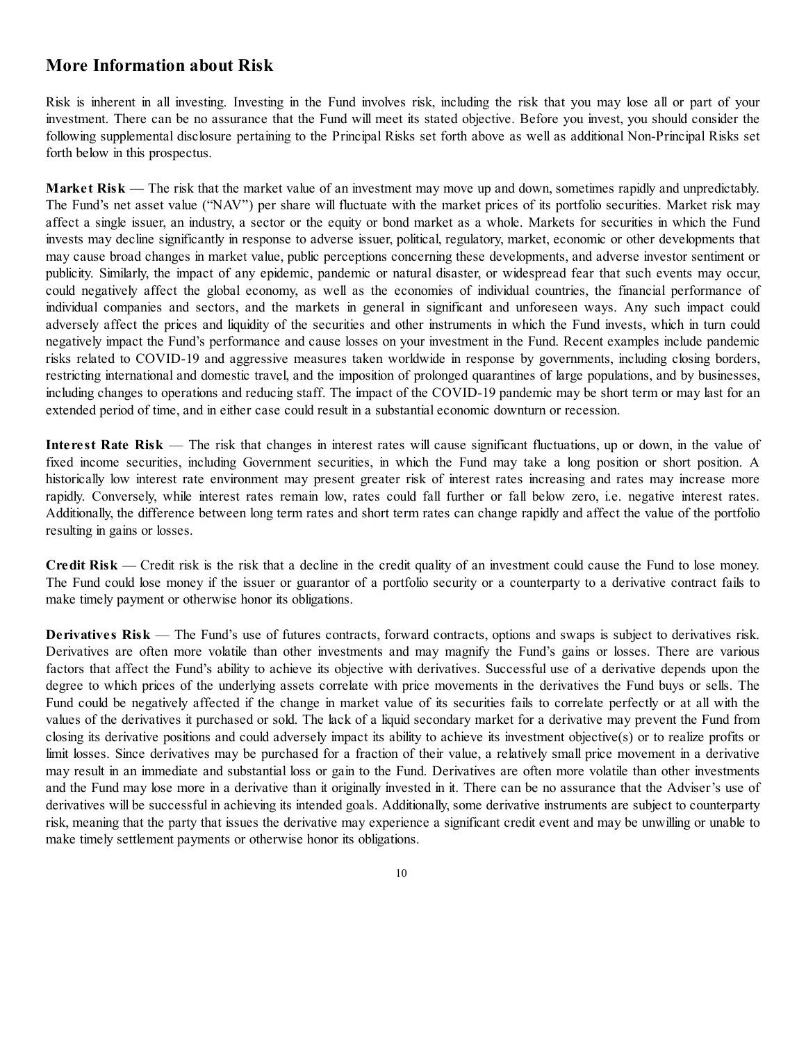## More Information about Risk

Risk is inherent in all investing. Investing in the Fund involves risk, including the risk that you may lose all or part of your investment. There can be no assurance that the Fund will meet its stated objective. Before you invest, you should consider the following supplemental disclosure pertaining to the Principal Risks set forth above as well as additional Non-Principal Risks set forth below in this prospectus.

**Market Risk** — The risk that the market value of an investment may move up and down, sometimes rapidly and unpredictably. The Fund's net asset value ("NAV") per share will fluctuate with the market prices of its portfolio securities. Market risk may affect a single issuer, an industry, a sector or the equity or bond market as a whole. Markets for securities in which the Fund invests may decline significantly in response to adverse issuer, political, regulatory, market, economic or other developments that may cause broad changes in market value, public perceptions concerning these developments, and adverse investor sentiment or publicity. Similarly, the impact of any epidemic, pandemic or natural disaster, or widespread fear that such events may occur, could negatively affect the global economy, as well as the economies of individual countries, the financial performance of individual companies and sectors, and the markets in general in significant and unforeseen ways. Any such impact could adversely affect the prices and liquidity of the securities and other instruments in which the Fund invests, which in turn could negatively impact the Fund's performance and cause losses on your investment in the Fund. Recent examples include pandemic risks related to COVID-19 and aggressive measures taken worldwide in response by governments, including closing borders, restricting international and domestic travel, and the imposition of prolonged quarantines of large populations, and by businesses, including changes to operations and reducing staff. The impact of the COVID-19 pandemic may be short term or may last for an extended period of time, and in either case could result in a substantial economic downturn or recession.

**Interest Rate Risk** — The risk that changes in interest rates will cause significant fluctuations, up or down, in the value of fixed income securities, including Government securities, in which the Fund may take a long position or short position. A historically low interest rate environment may present greater risk of interest rates increasing and rates may increase more rapidly. Conversely, while interest rates remain low, rates could fall further or fall below zero, i.e. negative interest rates. Additionally, the difference between long term rates and short term rates can change rapidly and affect the value of the portfolio resulting in gains or losses.

**Credit Risk** — Credit risk is the risk that a decline in the credit quality of an investment could cause the Fund to lose money. The Fund could lose money if the issuer or guarantor of a portfolio security or a counterparty to a derivative contract fails to make timely payment or otherwise honor its obligations.

**Derivatives Risk** — The Fund's use of futures contracts, forward contracts, options and swaps is subject to derivatives risk. Derivatives are often more volatile than other investments and may magnify the Fund's gains or losses. There are various factors that affect the Fund's ability to achieve its objective with derivatives. Successful use of a derivative depends upon the degree to which prices of the underlying assets correlate with price movements in the derivatives the Fund buys or sells. The Fund could be negatively affected if the change in market value of its securities fails to correlate perfectly or at all with the values of the derivatives it purchased or sold. The lack of a liquid secondary market for a derivative may prevent the Fund from closing its derivative positions and could adversely impact its ability to achieve its investment objective(s) or to realize profits or limit losses. Since derivatives may be purchased for a fraction of their value, a relatively small price movement in a derivative may result in an immediate and substantial loss or gain to the Fund. Derivatives are often more volatile than other investments and the Fund may lose more in a derivative than it originally invested in it. There can be no assurance that the Adviser's use of derivatives will be successful in achieving its intended goals. Additionally, some derivative instruments are subject to counterparty risk, meaning that the party that issues the derivative may experience a significant credit event and may be unwilling or unable to make timely settlement payments or otherwise honor its obligations.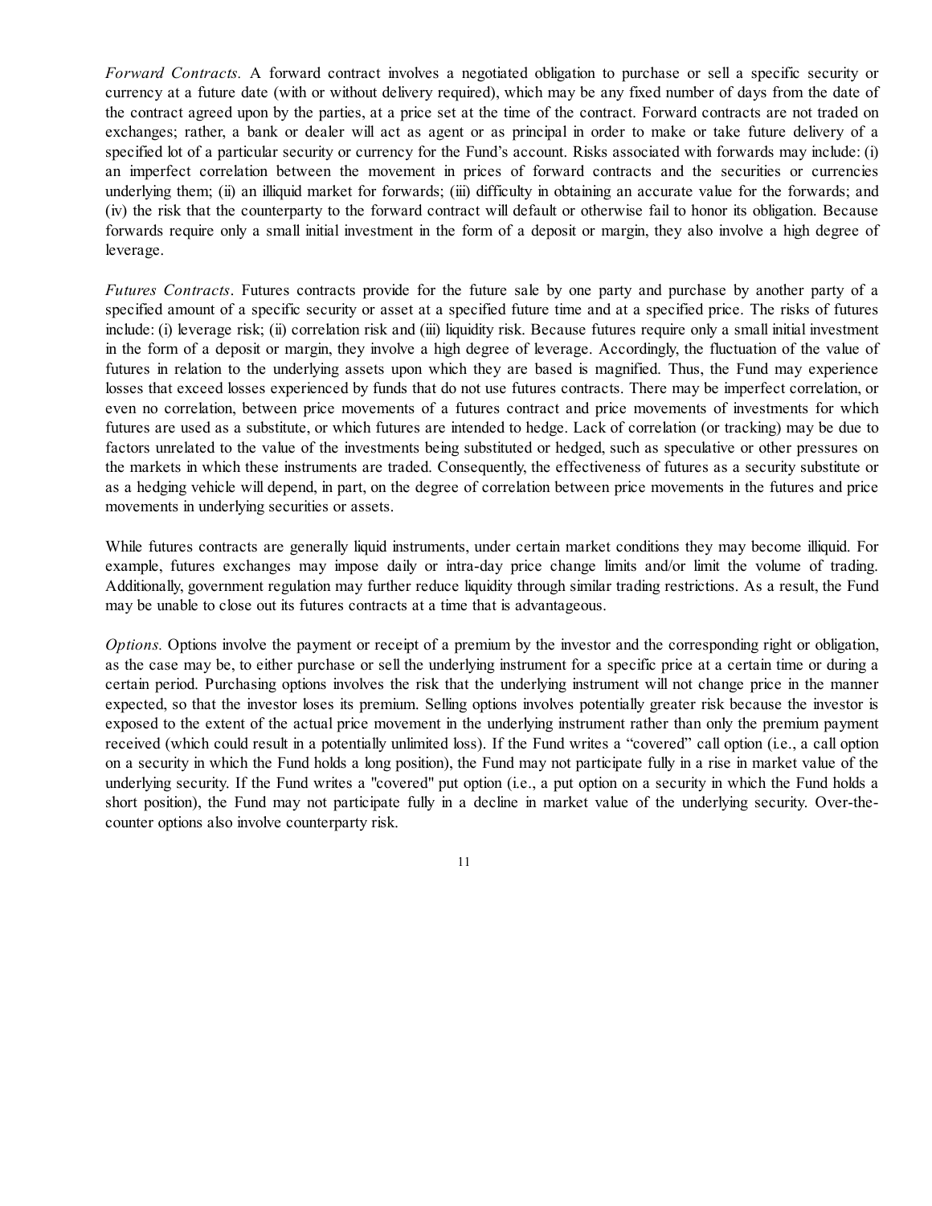*Forward Contracts.* A forward contract involves a negotiated obligation to purchase or sell a specific security or currency at a future date (with or without delivery required), which may be any fixed number of days from the date of the contract agreed upon by the parties, at a price set at the time of the contract. Forward contracts are not traded on exchanges; rather, a bank or dealer will act as agent or as principal in order to make or take future delivery of a specified lot of a particular security or currency for the Fund's account. Risks associated with forwards may include: (i) an imperfect correlation between the movement in prices of forward contracts and the securities or currencies underlying them; (ii) an illiquid market for forwards; (iii) difficulty in obtaining an accurate value for the forwards; and (iv) the risk that the counterparty to the forward contract will default or otherwise fail to honor its obligation. Because forwards require only a small initial investment in the form of a deposit or margin, they also involve a high degree of leverage.

*Futures Contracts*. Futures contracts provide for the future sale by one party and purchase by another party of a specified amount of a specific security or asset at a specified future time and at a specified price. The risks of futures include: (i) leverage risk; (ii) correlation risk and (iii) liquidity risk. Because futures require only a small initial investment in the form of a deposit or margin, they involve a high degree of leverage. Accordingly, the fluctuation of the value of futures in relation to the underlying assets upon which they are based is magnified. Thus, the Fund may experience losses that exceed losses experienced by funds that do not use futures contracts. There may be imperfect correlation, or even no correlation, between price movements of a futures contract and price movements of investments for which futures are used as a substitute, or which futures are intended to hedge. Lack of correlation (or tracking) may be due to factors unrelated to the value of the investments being substituted or hedged, such as speculative or other pressures on the markets in which these instruments are traded. Consequently, the effectiveness of futures as a security substitute or as a hedging vehicle will depend, in part, on the degree of correlation between price movements in the futures and price movements in underlying securities or assets.

While futures contracts are generally liquid instruments, under certain market conditions they may become illiquid. For example, futures exchanges may impose daily or intra-day price change limits and/or limit the volume of trading. Additionally, government regulation may further reduce liquidity through similar trading restrictions. As a result, the Fund may be unable to close out its futures contracts at a time that is advantageous.

*Options.* Options involve the payment or receipt of a premium by the investor and the corresponding right or obligation, as the case may be, to either purchase or sell the underlying instrument for a specific price at a certain time or during a certain period. Purchasing options involves the risk that the underlying instrument will not change price in the manner expected, so that the investor loses its premium. Selling options involves potentially greater risk because the investor is exposed to the extent of the actual price movement in the underlying instrument rather than only the premium payment received (which could result in a potentially unlimited loss). If the Fund writes a "covered" call option (i.e., a call option on a security in which the Fund holds a long position), the Fund may not participate fully in a rise in market value of the underlying security. If the Fund writes a "covered" put option (i.e., a put option on a security in which the Fund holds a short position), the Fund may not participate fully in a decline in market value of the underlying security. Over-the-counter options also involve counterparty risk.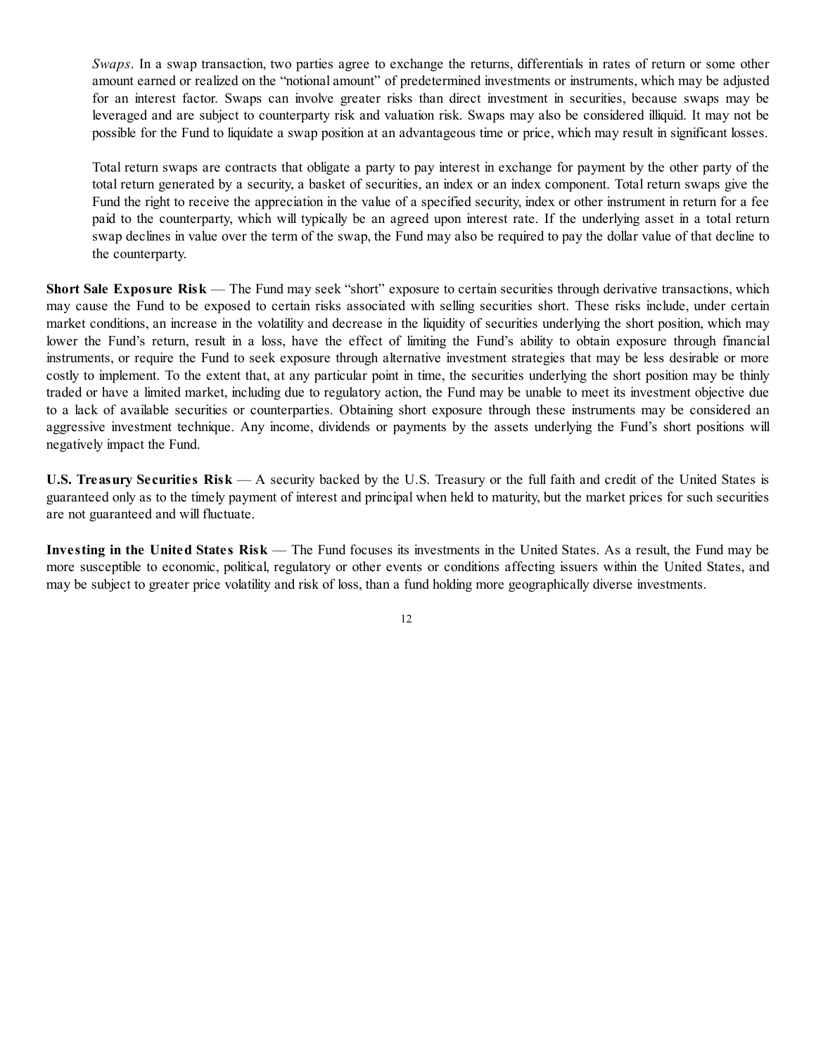*Swaps*. In a swap transaction, two parties agree to exchange the returns, differentials in rates of return or some other amount earned or realized on the "notional amount" of predetermined investments or instruments, which may be adjusted for an interest factor. Swaps can involve greater risks than direct investment in securities, because swaps may be leveraged and are subject to counterparty risk and valuation risk. Swaps may also be considered illiquid. It may not be possible for the Fund to liquidate a swap position at an advantageous time or price, which may result in significant losses.

Total return swaps are contracts that obligate a party to pay interest in exchange for payment by the other party of the total return generated by a security, a basket of securities, an index or an index component. Total return swaps give the Fund the right to receive the appreciation in the value of a specified security, index or other instrument in return for a fee paid to the counterparty, which will typically be an agreed upon interest rate. If the underlying asset in a total return swap declines in value over the term of the swap, the Fund may also be required to pay the dollar value of that decline to the counterparty.

**Short Sale Exposure Risk** — The Fund may seek "short" exposure to certain securities through derivative transactions, which may cause the Fund to be exposed to certain risks associated with selling securities short. These risks include, under certain market conditions, an increase in the volatility and decrease in the liquidity of securities underlying the short position, which may lower the Fund's return, result in a loss, have the effect of limiting the Fund's ability to obtain exposure through financial instruments, or require the Fund to seek exposure through alternative investment strategies that may be less desirable or more costly to implement. To the extent that, at any particular point in time, the securities underlying the short position may be thinly traded or have a limited market, including due to regulatory action, the Fund may be unable to meet its investment objective due to a lack of available securities or counterparties. Obtaining short exposure through these instruments may be considered an aggressive investment technique. Any income, dividends or payments by the assets underlying the Fund's short positions will negatively impact the Fund.

**U.S. Treasury Securities Risk** — A security backed by the U.S. Treasury or the full faith and credit of the United States is guaranteed only as to the timely payment of interest and principal when held to maturity, but the market prices for such securities are not guaranteed and will fluctuate.

**Investing in the United States Risk** — The Fund focuses its investments in the United States. As a result, the Fund may be more susceptible to economic, political, regulatory or other events or conditions affecting issuers within the United States, and may be subject to greater price volatility and risk of loss, than a fund holding more geographically diverse investments.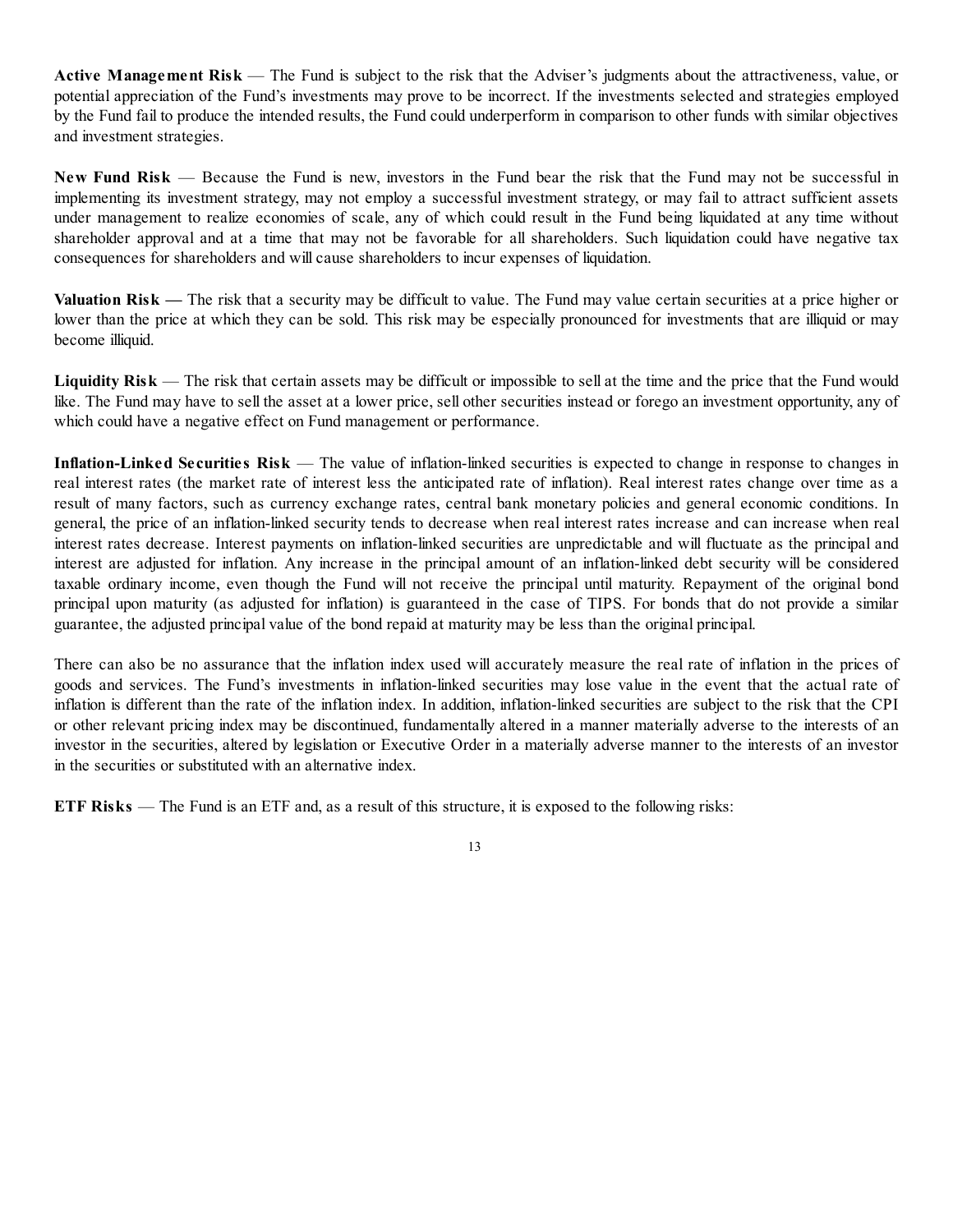**Active Management Risk** — The Fund is subject to the risk that the Adviser's judgments about the attractiveness, value, or potential appreciation of the Fund's investments may prove to be incorrect. If the investments selected and strategies employed by the Fund fail to produce the intended results, the Fund could underperform in comparison to other funds with similar objectives and investment strategies.

**New Fund Risk** — Because the Fund is new, investors in the Fund bear the risk that the Fund may not be successful in implementing its investment strategy, may not employ a successful investment strategy, or may fail to attract sufficient assets under management to realize economies of scale, any of which could result in the Fund being liquidated at any time without shareholder approval and at a time that may not be favorable for all shareholders. Such liquidation could have negative tax consequences for shareholders and will cause shareholders to incur expenses of liquidation.

**Valuation Risk —** The risk that a security may be difficult to value. The Fund may value certain securities at a price higher or lower than the price at which they can be sold. This risk may be especially pronounced for investments that are illiquid or may become illiquid.

**Liquidity Risk** — The risk that certain assets may be difficult or impossible to sell at the time and the price that the Fund would like. The Fund may have to sell the asset at a lower price, sell other securities instead or forego an investment opportunity, any of which could have a negative effect on Fund management or performance.

**Inflation-Linked Securities Risk** — The value of inflation-linked securities is expected to change in response to changes in real interest rates (the market rate of interest less the anticipated rate of inflation). Real interest rates change over time as a result of many factors, such as currency exchange rates, central bank monetary policies and general economic conditions. In general, the price of an inflation-linked security tends to decrease when real interest rates increase and can increase when real interest rates decrease. Interest payments on inflation-linked securities are unpredictable and will fluctuate as the principal and interest are adjusted for inflation. Any increase in the principal amount of an inflation-linked debt security will be considered taxable ordinary income, even though the Fund will not receive the principal until maturity. Repayment of the original bond principal upon maturity (as adjusted for inflation) is guaranteed in the case of TIPS. For bonds that do not provide a similar guarantee, the adjusted principal value of the bond repaid at maturity may be less than the original principal.

There can also be no assurance that the inflation index used will accurately measure the real rate of inflation in the prices of goods and services. The Fund's investments in inflation-linked securities may lose value in the event that the actual rate of inflation is different than the rate of the inflation index. In addition, inflation-linked securities are subject to the risk that the CPI or other relevant pricing index may be discontinued, fundamentally altered in a manner materially adverse to the interests of an investor in the securities, altered by legislation or Executive Order in a materially adverse manner to the interests of an investor in the securities or substituted with an alternative index.

**ETF Risks** — The Fund is an ETF and, as a result of this structure, it is exposed to the following risks: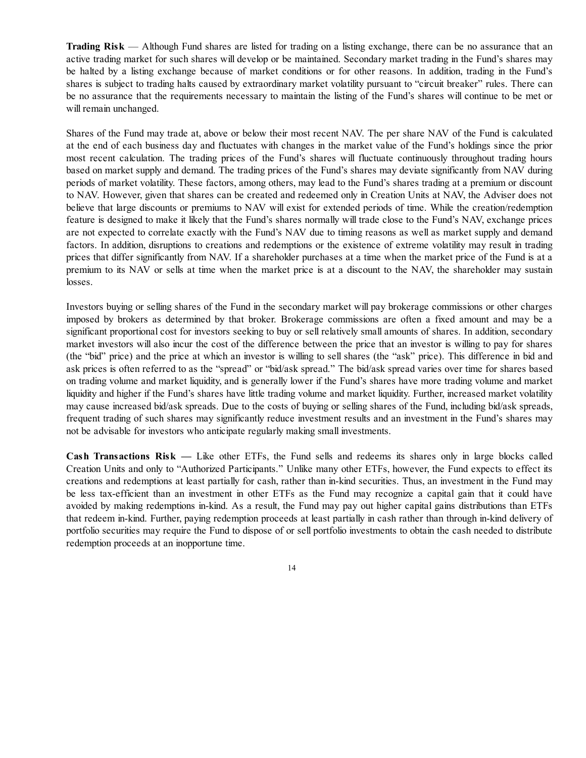**Trading Risk** — Although Fund shares are listed for trading on a listing exchange, there can be no assurance that an active trading market for such shares will develop or be maintained. Secondary market trading in the Fund's shares may be halted by a listing exchange because of market conditions or for other reasons. In addition, trading in the Fund's shares is subject to trading halts caused by extraordinary market volatility pursuant to "circuit breaker" rules. There can be no assurance that the requirements necessary to maintain the listing of the Fund's shares will continue to be met or will remain unchanged.

Shares of the Fund may trade at, above or below their most recent NAV. The per share NAV of the Fund is calculated at the end of each business day and fluctuates with changes in the market value of the Fund's holdings since the prior most recent calculation. The trading prices of the Fund's shares will fluctuate continuously throughout trading hours based on market supply and demand. The trading prices of the Fund's shares may deviate significantly from NAV during periods of market volatility. These factors, among others, may lead to the Fund's shares trading at a premium or discount to NAV. However, given that shares can be created and redeemed only in Creation Units at NAV, the Adviser does not believe that large discounts or premiums to NAV will exist for extended periods of time. While the creation/redemption feature is designed to make it likely that the Fund's shares normally will trade close to the Fund's NAV, exchange prices are not expected to correlate exactly with the Fund's NAV due to timing reasons as well as market supply and demand factors. In addition, disruptions to creations and redemptions or the existence of extreme volatility may result in trading prices that differ significantly from NAV. If a shareholder purchases at a time when the market price of the Fund is at a premium to its NAV or sells at time when the market price is at a discount to the NAV, the shareholder may sustain losses.

Investors buying or selling shares of the Fund in the secondary market will pay brokerage commissions or other charges imposed by brokers as determined by that broker. Brokerage commissions are often a fixed amount and may be a significant proportional cost for investors seeking to buy or sell relatively small amounts of shares. In addition, secondary market investors will also incur the cost of the difference between the price that an investor is willing to pay for shares (the "bid" price) and the price at which an investor is willing to sell shares (the "ask" price). This difference in bid and ask prices is often referred to as the "spread" or "bid/ask spread." The bid/ask spread varies over time for shares based on trading volume and market liquidity, and is generally lower if the Fund's shares have more trading volume and market liquidity and higher if the Fund's shares have little trading volume and market liquidity. Further, increased market volatility may cause increased bid/ask spreads. Due to the costs of buying or selling shares of the Fund, including bid/ask spreads, frequent trading of such shares may significantly reduce investment results and an investment in the Fund's shares may not be advisable for investors who anticipate regularly making small investments.

**Cash Transactions Risk —** Like other ETFs, the Fund sells and redeems its shares only in large blocks called Creation Units and only to "Authorized Participants." Unlike many other ETFs, however, the Fund expects to effect its creations and redemptions at least partially for cash, rather than in-kind securities. Thus, an investment in the Fund may be less tax-efficient than an investment in other ETFs as the Fund may recognize a capital gain that it could have avoided by making redemptions in-kind. As a result, the Fund may pay out higher capital gains distributions than ETFs that redeem in-kind. Further, paying redemption proceeds at least partially in cash rather than through in-kind delivery of portfolio securities may require the Fund to dispose of or sell portfolio investments to obtain the cash needed to distribute redemption proceeds at an inopportune time.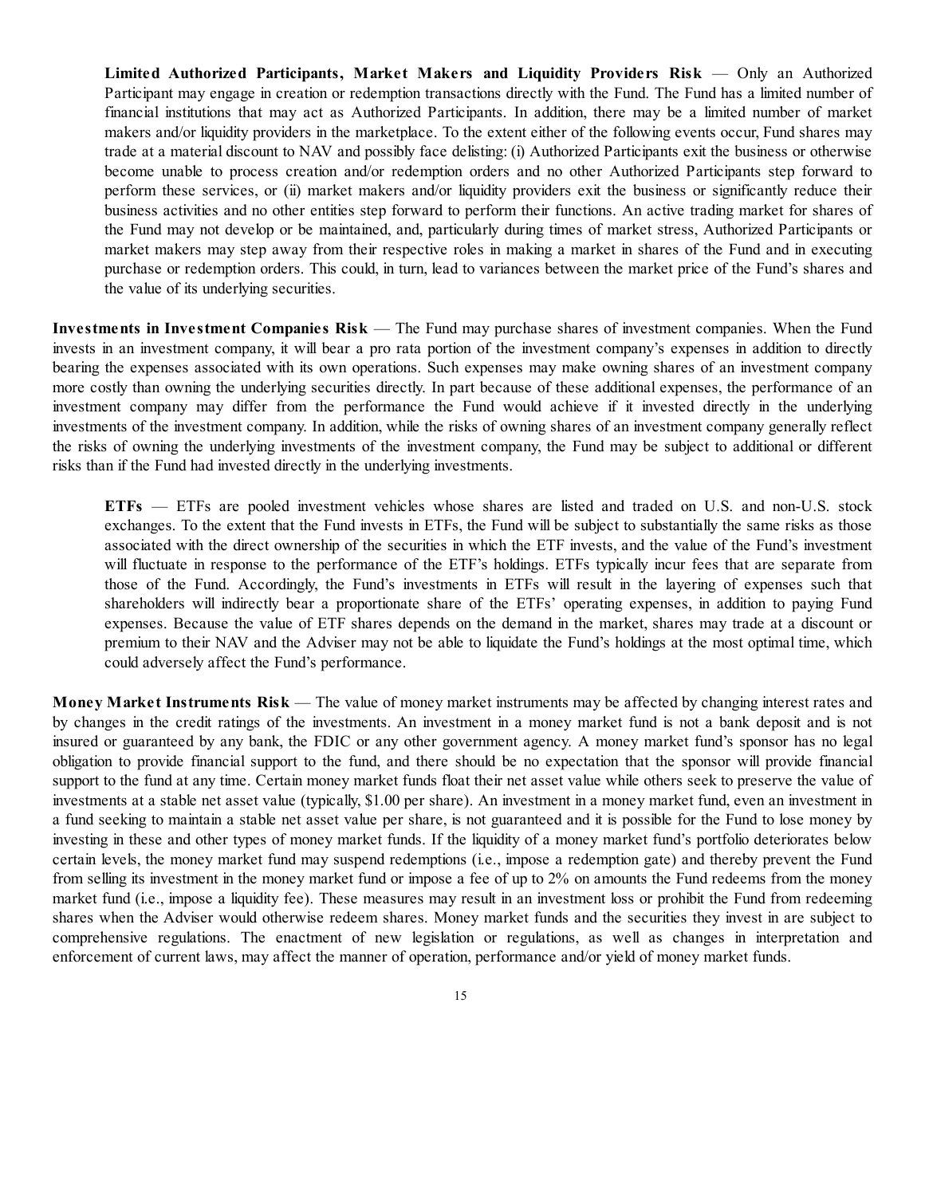**Limited Authorized Participants, Market Makers and Liquidity Providers Risk** — Only an Authorized Participant may engage in creation or redemption transactions directly with the Fund. The Fund has a limited number of financial institutions that may act as Authorized Participants. In addition, there may be a limited number of market makers and/or liquidity providers in the marketplace. To the extent either of the following events occur, Fund shares may trade at a material discount to NAV and possibly face delisting: (i) Authorized Participants exit the business or otherwise become unable to process creation and/or redemption orders and no other Authorized Participants step forward to perform these services, or (ii) market makers and/or liquidity providers exit the business or significantly reduce their business activities and no other entities step forward to perform their functions. An active trading market for shares of the Fund may not develop or be maintained, and, particularly during times of market stress, Authorized Participants or market makers may step away from their respective roles in making a market in shares of the Fund and in executing purchase or redemption orders. This could, in turn, lead to variances between the market price of the Fund's shares and the value of its underlying securities.

**Investments in Investment Companies Risk** — The Fund may purchase shares of investment companies. When the Fund invests in an investment company, it will bear a pro rata portion of the investment company's expenses in addition to directly bearing the expenses associated with its own operations. Such expenses may make owning shares of an investment company more costly than owning the underlying securities directly. In part because of these additional expenses, the performance of an investment company may differ from the performance the Fund would achieve if it invested directly in the underlying investments of the investment company. In addition, while the risks of owning shares of an investment company generally reflect the risks of owning the underlying investments of the investment company, the Fund may be subject to additional or different risks than if the Fund had invested directly in the underlying investments.

**ETFs** — ETFs are pooled investment vehicles whose shares are listed and traded on U.S. and non-U.S. stock exchanges. To the extent that the Fund invests in ETFs, the Fund will be subject to substantially the same risks as those associated with the direct ownership of the securities in which the ETF invests, and the value of the Fund's investment will fluctuate in response to the performance of the ETF's holdings. ETFs typically incur fees that are separate from those of the Fund. Accordingly, the Fund's investments in ETFs will result in the layering of expenses such that shareholders will indirectly bear a proportionate share of the ETFs' operating expenses, in addition to paying Fund expenses. Because the value of ETF shares depends on the demand in the market, shares may trade at a discount or premium to their NAV and the Adviser may not be able to liquidate the Fund's holdings at the most optimal time, which could adversely affect the Fund's performance.

**Money Market Instruments Risk** — The value of money market instruments may be affected by changing interest rates and by changes in the credit ratings of the investments. An investment in a money market fund is not a bank deposit and is not insured or guaranteed by any bank, the FDIC or any other government agency. A money market fund's sponsor has no legal obligation to provide financial support to the fund, and there should be no expectation that the sponsor will provide financial support to the fund at any time. Certain money market funds float their net asset value while others seek to preserve the value of investments at a stable net asset value (typically, $1.00 per share). An investment in a money market fund, even an investment in a fund seeking to maintain a stable net asset value per share, is not guaranteed and it is possible for the Fund to lose money by investing in these and other types of money market funds. If the liquidity of a money market fund's portfolio deteriorates below certain levels, the money market fund may suspend redemptions (i.e., impose a redemption gate) and thereby prevent the Fund from selling its investment in the money market fund or impose a fee of up to 2% on amounts the Fund redeems from the money market fund (i.e., impose a liquidity fee). These measures may result in an investment loss or prohibit the Fund from redeeming shares when the Adviser would otherwise redeem shares. Money market funds and the securities they invest in are subject to comprehensive regulations. The enactment of new legislation or regulations, as well as changes in interpretation and enforcement of current laws, may affect the manner of operation, performance and/or yield of money market funds.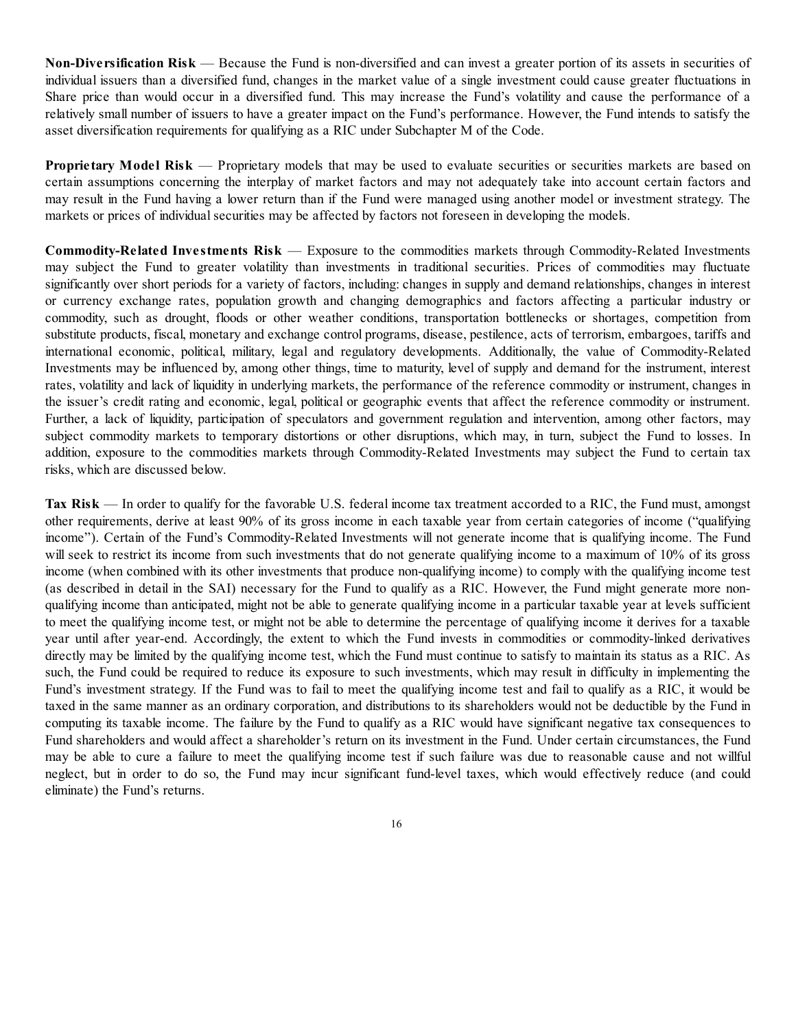**Non-Diversification Risk** — Because the Fund is non-diversified and can invest a greater portion of its assets in securities of individual issuers than a diversified fund, changes in the market value of a single investment could cause greater fluctuations in Share price than would occur in a diversified fund. This may increase the Fund's volatility and cause the performance of a relatively small number of issuers to have a greater impact on the Fund's performance. However, the Fund intends to satisfy the asset diversification requirements for qualifying as a RIC under Subchapter M of the Code.

**Proprietary Model Risk** — Proprietary models that may be used to evaluate securities or securities markets are based on certain assumptions concerning the interplay of market factors and may not adequately take into account certain factors and may result in the Fund having a lower return than if the Fund were managed using another model or investment strategy. The markets or prices of individual securities may be affected by factors not foreseen in developing the models.

**Commodity-Related Investments Risk** — Exposure to the commodities markets through Commodity-Related Investments may subject the Fund to greater volatility than investments in traditional securities. Prices of commodities may fluctuate significantly over short periods for a variety of factors, including: changes in supply and demand relationships, changes in interest or currency exchange rates, population growth and changing demographics and factors affecting a particular industry or commodity, such as drought, floods or other weather conditions, transportation bottlenecks or shortages, competition from substitute products, fiscal, monetary and exchange control programs, disease, pestilence, acts of terrorism, embargoes, tariffs and international economic, political, military, legal and regulatory developments. Additionally, the value of Commodity-Related Investments may be influenced by, among other things, time to maturity, level of supply and demand for the instrument, interest rates, volatility and lack of liquidity in underlying markets, the performance of the reference commodity or instrument, changes in the issuer's credit rating and economic, legal, political or geographic events that affect the reference commodity or instrument. Further, a lack of liquidity, participation of speculators and government regulation and intervention, among other factors, may subject commodity markets to temporary distortions or other disruptions, which may, in turn, subject the Fund to losses. In addition, exposure to the commodities markets through Commodity-Related Investments may subject the Fund to certain tax risks, which are discussed below.

**Tax Risk** — In order to qualify for the favorable U.S. federal income tax treatment accorded to a RIC, the Fund must, amongst other requirements, derive at least 90% of its gross income in each taxable year from certain categories of income ("qualifying income"). Certain of the Fund's Commodity-Related Investments will not generate income that is qualifying income. The Fund will seek to restrict its income from such investments that do not generate qualifying income to a maximum of 10% of its gross income (when combined with its other investments that produce non-qualifying income) to comply with the qualifying income test (as described in detail in the SAI) necessary for the Fund to qualify as a RIC. However, the Fund might generate more non-qualifying income than anticipated, might not be able to generate qualifying income in a particular taxable year at levels sufficient to meet the qualifying income test, or might not be able to determine the percentage of qualifying income it derives for a taxable year until after year-end. Accordingly, the extent to which the Fund invests in commodities or commodity-linked derivatives directly may be limited by the qualifying income test, which the Fund must continue to satisfy to maintain its status as a RIC. As such, the Fund could be required to reduce its exposure to such investments, which may result in difficulty in implementing the Fund's investment strategy. If the Fund was to fail to meet the qualifying income test and fail to qualify as a RIC, it would be taxed in the same manner as an ordinary corporation, and distributions to its shareholders would not be deductible by the Fund in computing its taxable income. The failure by the Fund to qualify as a RIC would have significant negative tax consequences to Fund shareholders and would affect a shareholder's return on its investment in the Fund. Under certain circumstances, the Fund may be able to cure a failure to meet the qualifying income test if such failure was due to reasonable cause and not willful neglect, but in order to do so, the Fund may incur significant fund-level taxes, which would effectively reduce (and could eliminate) the Fund's returns.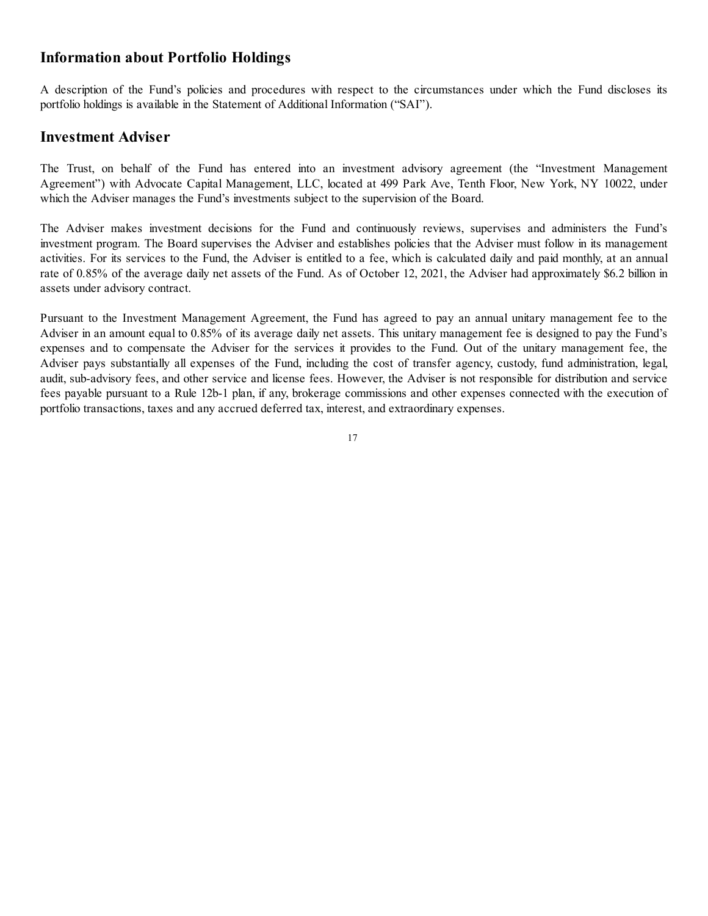## Information about Portfolio Holdings

A description of the Fund's policies and procedures with respect to the circumstances under which the Fund discloses its portfolio holdings is available in the Statement of Additional Information ("SAI").

## Investment Adviser

The Trust, on behalf of the Fund has entered into an investment advisory agreement (the "Investment Management Agreement") with Advocate Capital Management, LLC, located at 499 Park Ave, Tenth Floor, New York, NY 10022, under which the Adviser manages the Fund's investments subject to the supervision of the Board.

The Adviser makes investment decisions for the Fund and continuously reviews, supervises and administers the Fund's investment program. The Board supervises the Adviser and establishes policies that the Adviser must follow in its management activities. For its services to the Fund, the Adviser is entitled to a fee, which is calculated daily and paid monthly, at an annual rate of 0.85% of the average daily net assets of the Fund. As of October 12, 2021, the Adviser had approximately $6.2 billion in assets under advisory contract.

Pursuant to the Investment Management Agreement, the Fund has agreed to pay an annual unitary management fee to the Adviser in an amount equal to 0.85% of its average daily net assets. This unitary management fee is designed to pay the Fund's expenses and to compensate the Adviser for the services it provides to the Fund. Out of the unitary management fee, the Adviser pays substantially all expenses of the Fund, including the cost of transfer agency, custody, fund administration, legal, audit, sub-advisory fees, and other service and license fees. However, the Adviser is not responsible for distribution and service fees payable pursuant to a Rule 12b-1 plan, if any, brokerage commissions and other expenses connected with the execution of portfolio transactions, taxes and any accrued deferred tax, interest, and extraordinary expenses.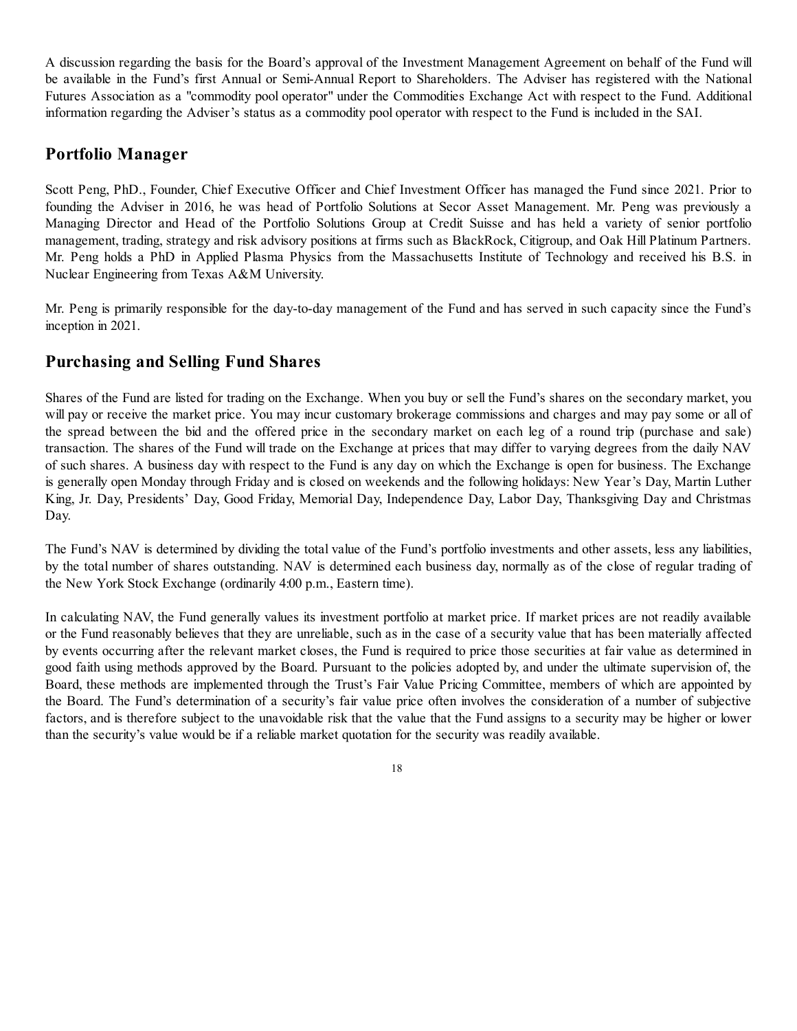A discussion regarding the basis for the Board's approval of the Investment Management Agreement on behalf of the Fund will be available in the Fund's first Annual or Semi-Annual Report to Shareholders. The Adviser has registered with the National Futures Association as a "commodity pool operator" under the Commodities Exchange Act with respect to the Fund. Additional information regarding the Adviser's status as a commodity pool operator with respect to the Fund is included in the SAI.

## Portfolio Manager

Scott Peng, PhD., Founder, Chief Executive Officer and Chief Investment Officer has managed the Fund since 2021. Prior to founding the Adviser in 2016, he was head of Portfolio Solutions at Secor Asset Management. Mr. Peng was previously a Managing Director and Head of the Portfolio Solutions Group at Credit Suisse and has held a variety of senior portfolio management, trading, strategy and risk advisory positions at firms such as BlackRock, Citigroup, and Oak Hill Platinum Partners. Mr. Peng holds a PhD in Applied Plasma Physics from the Massachusetts Institute of Technology and received his B.S. in Nuclear Engineering from Texas A&M University.

Mr. Peng is primarily responsible for the day-to-day management of the Fund and has served in such capacity since the Fund's inception in 2021.

## Purchasing and Selling Fund Shares

Shares of the Fund are listed for trading on the Exchange. When you buy or sell the Fund's shares on the secondary market, you will pay or receive the market price. You may incur customary brokerage commissions and charges and may pay some or all of the spread between the bid and the offered price in the secondary market on each leg of a round trip (purchase and sale) transaction. The shares of the Fund will trade on the Exchange at prices that may differ to varying degrees from the daily NAV of such shares. A business day with respect to the Fund is any day on which the Exchange is open for business. The Exchange is generally open Monday through Friday and is closed on weekends and the following holidays: New Year's Day, Martin Luther King, Jr. Day, Presidents' Day, Good Friday, Memorial Day, Independence Day, Labor Day, Thanksgiving Day and Christmas Day.

The Fund's NAV is determined by dividing the total value of the Fund's portfolio investments and other assets, less any liabilities, by the total number of shares outstanding. NAV is determined each business day, normally as of the close of regular trading of the New York Stock Exchange (ordinarily 4:00 p.m., Eastern time).

In calculating NAV, the Fund generally values its investment portfolio at market price. If market prices are not readily available or the Fund reasonably believes that they are unreliable, such as in the case of a security value that has been materially affected by events occurring after the relevant market closes, the Fund is required to price those securities at fair value as determined in good faith using methods approved by the Board. Pursuant to the policies adopted by, and under the ultimate supervision of, the Board, these methods are implemented through the Trust's Fair Value Pricing Committee, members of which are appointed by the Board. The Fund's determination of a security's fair value price often involves the consideration of a number of subjective factors, and is therefore subject to the unavoidable risk that the value that the Fund assigns to a security may be higher or lower than the security's value would be if a reliable market quotation for the security was readily available.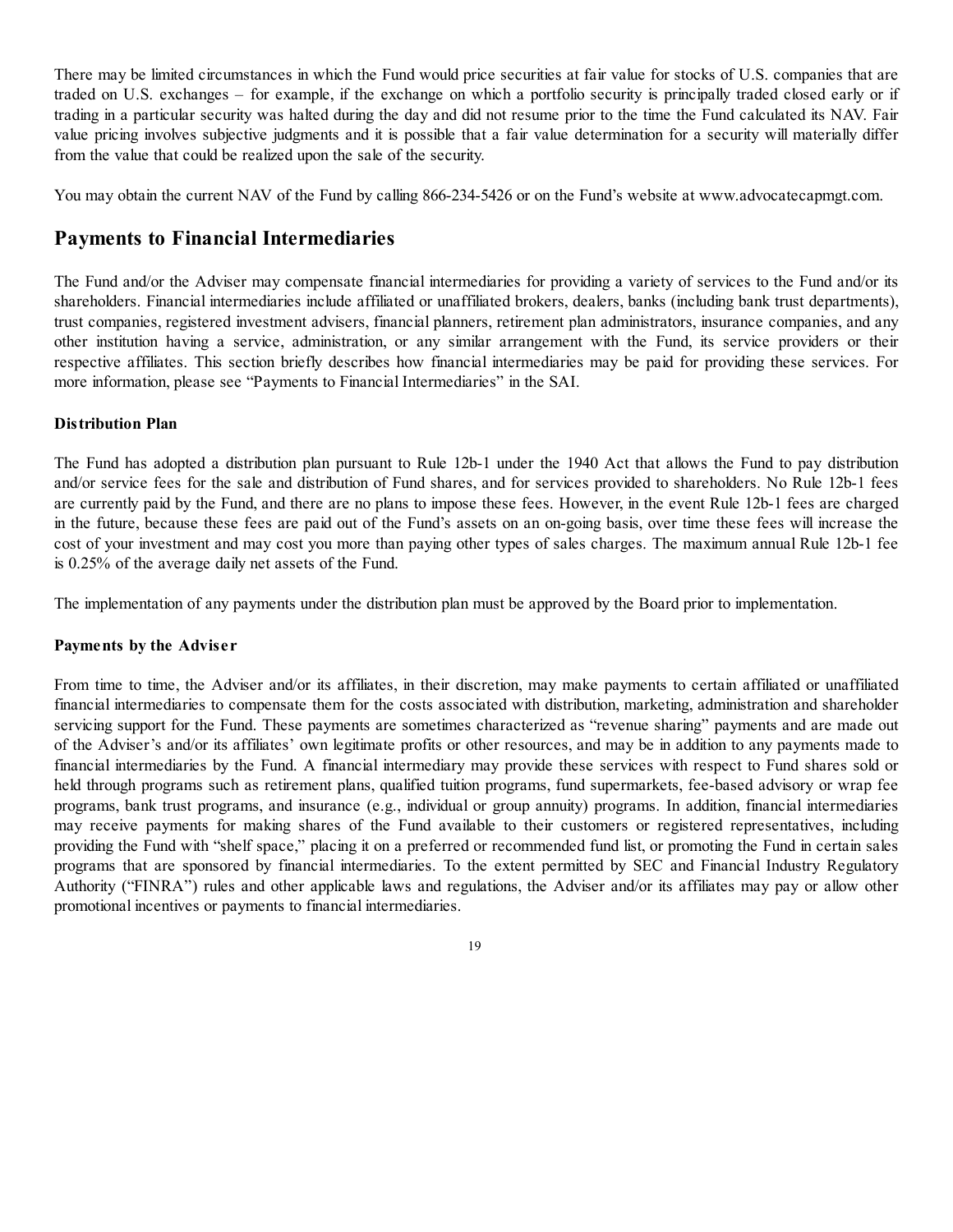There may be limited circumstances in which the Fund would price securities at fair value for stocks of U.S. companies that are traded on U.S. exchanges – for example, if the exchange on which a portfolio security is principally traded closed early or if trading in a particular security was halted during the day and did not resume prior to the time the Fund calculated its NAV. Fair value pricing involves subjective judgments and it is possible that a fair value determination for a security will materially differ from the value that could be realized upon the sale of the security.

You may obtain the current NAV of the Fund by calling 866-234-5426 or on the Fund's website at www.advocatecapmgt.com.

## Payments to Financial Intermediaries

The Fund and/or the Adviser may compensate financial intermediaries for providing a variety of services to the Fund and/or its shareholders. Financial intermediaries include affiliated or unaffiliated brokers, dealers, banks (including bank trust departments), trust companies, registered investment advisers, financial planners, retirement plan administrators, insurance companies, and any other institution having a service, administration, or any similar arrangement with the Fund, its service providers or their respective affiliates. This section briefly describes how financial intermediaries may be paid for providing these services. For more information, please see "Payments to Financial Intermediaries" in the SAI.

### Distribution Plan

The Fund has adopted a distribution plan pursuant to Rule 12b-1 under the 1940 Act that allows the Fund to pay distribution and/or service fees for the sale and distribution of Fund shares, and for services provided to shareholders. No Rule 12b-1 fees are currently paid by the Fund, and there are no plans to impose these fees. However, in the event Rule 12b-1 fees are charged in the future, because these fees are paid out of the Fund's assets on an on-going basis, over time these fees will increase the cost of your investment and may cost you more than paying other types of sales charges. The maximum annual Rule 12b-1 fee is 0.25% of the average daily net assets of the Fund.

The implementation of any payments under the distribution plan must be approved by the Board prior to implementation.

### Payments by the Adviser

From time to time, the Adviser and/or its affiliates, in their discretion, may make payments to certain affiliated or unaffiliated financial intermediaries to compensate them for the costs associated with distribution, marketing, administration and shareholder servicing support for the Fund. These payments are sometimes characterized as "revenue sharing" payments and are made out of the Adviser's and/or its affiliates' own legitimate profits or other resources, and may be in addition to any payments made to financial intermediaries by the Fund. A financial intermediary may provide these services with respect to Fund shares sold or held through programs such as retirement plans, qualified tuition programs, fund supermarkets, fee-based advisory or wrap fee programs, bank trust programs, and insurance (e.g., individual or group annuity) programs. In addition, financial intermediaries may receive payments for making shares of the Fund available to their customers or registered representatives, including providing the Fund with "shelf space," placing it on a preferred or recommended fund list, or promoting the Fund in certain sales programs that are sponsored by financial intermediaries. To the extent permitted by SEC and Financial Industry Regulatory Authority ("FINRA") rules and other applicable laws and regulations, the Adviser and/or its affiliates may pay or allow other promotional incentives or payments to financial intermediaries.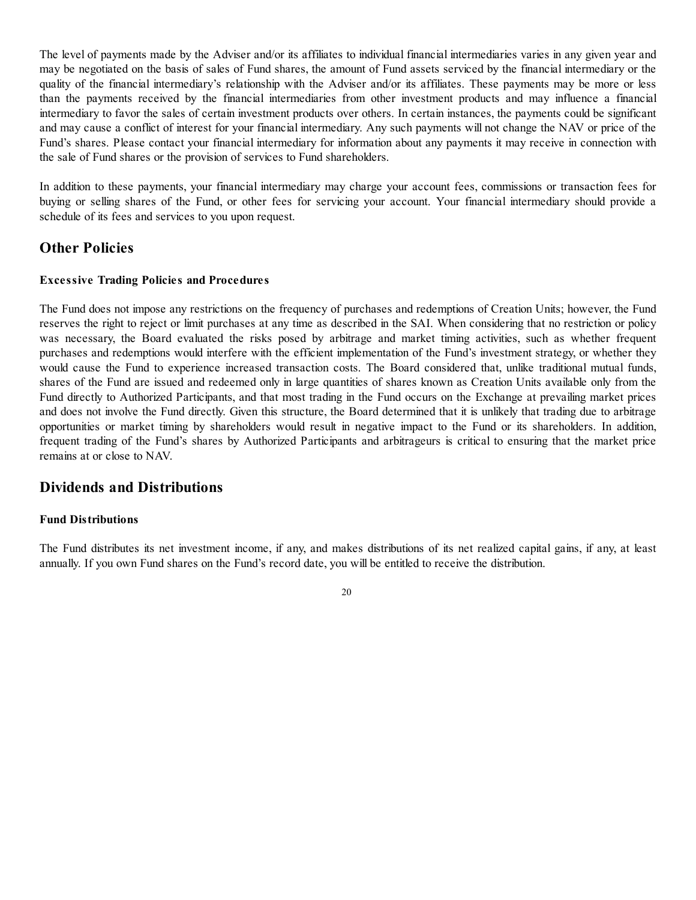The level of payments made by the Adviser and/or its affiliates to individual financial intermediaries varies in any given year and may be negotiated on the basis of sales of Fund shares, the amount of Fund assets serviced by the financial intermediary or the quality of the financial intermediary's relationship with the Adviser and/or its affiliates. These payments may be more or less than the payments received by the financial intermediaries from other investment products and may influence a financial intermediary to favor the sales of certain investment products over others. In certain instances, the payments could be significant and may cause a conflict of interest for your financial intermediary. Any such payments will not change the NAV or price of the Fund's shares. Please contact your financial intermediary for information about any payments it may receive in connection with the sale of Fund shares or the provision of services to Fund shareholders.

In addition to these payments, your financial intermediary may charge your account fees, commissions or transaction fees for buying or selling shares of the Fund, or other fees for servicing your account. Your financial intermediary should provide a schedule of its fees and services to you upon request.

## Other Policies

### Excessive Trading Policies and Procedures

The Fund does not impose any restrictions on the frequency of purchases and redemptions of Creation Units; however, the Fund reserves the right to reject or limit purchases at any time as described in the SAI. When considering that no restriction or policy was necessary, the Board evaluated the risks posed by arbitrage and market timing activities, such as whether frequent purchases and redemptions would interfere with the efficient implementation of the Fund's investment strategy, or whether they would cause the Fund to experience increased transaction costs. The Board considered that, unlike traditional mutual funds, shares of the Fund are issued and redeemed only in large quantities of shares known as Creation Units available only from the Fund directly to Authorized Participants, and that most trading in the Fund occurs on the Exchange at prevailing market prices and does not involve the Fund directly. Given this structure, the Board determined that it is unlikely that trading due to arbitrage opportunities or market timing by shareholders would result in negative impact to the Fund or its shareholders. In addition, frequent trading of the Fund's shares by Authorized Participants and arbitrageurs is critical to ensuring that the market price remains at or close to NAV.

## Dividends and Distributions

### Fund Distributions

The Fund distributes its net investment income, if any, and makes distributions of its net realized capital gains, if any, at least annually. If you own Fund shares on the Fund's record date, you will be entitled to receive the distribution.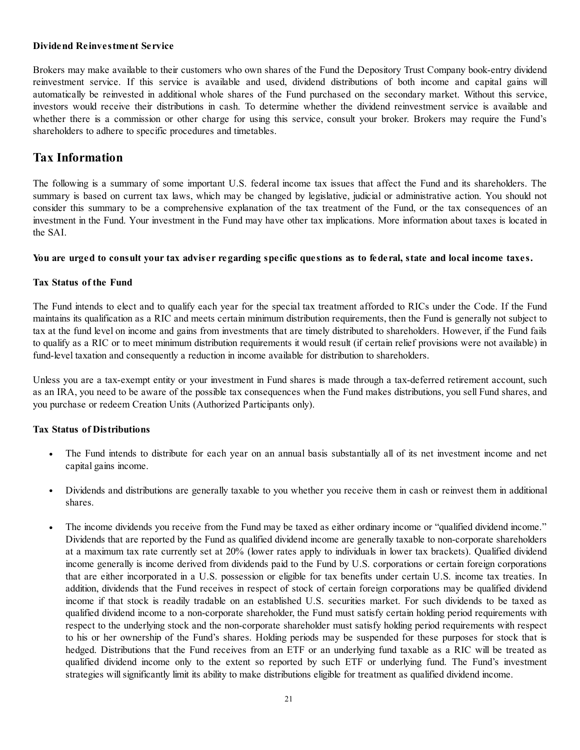**Dividend Reinvestment Service**

Brokers may make available to their customers who own shares of the Fund the Depository Trust Company book-entry dividend reinvestment service. If this service is available and used, dividend distributions of both income and capital gains will automatically be reinvested in additional whole shares of the Fund purchased on the secondary market. Without this service, investors would receive their distributions in cash. To determine whether the dividend reinvestment service is available and whether there is a commission or other charge for using this service, consult your broker. Brokers may require the Fund's shareholders to adhere to specific procedures and timetables.

## Tax Information

The following is a summary of some important U.S. federal income tax issues that affect the Fund and its shareholders. The summary is based on current tax laws, which may be changed by legislative, judicial or administrative action. You should not consider this summary to be a comprehensive explanation of the tax treatment of the Fund, or the tax consequences of an investment in the Fund. Your investment in the Fund may have other tax implications. More information about taxes is located in the SAI.

**You are urged to consult your tax adviser regarding specific questions as to federal, state and local income taxes.**

**Tax Status of the Fund**

The Fund intends to elect and to qualify each year for the special tax treatment afforded to RICs under the Code. If the Fund maintains its qualification as a RIC and meets certain minimum distribution requirements, then the Fund is generally not subject to tax at the fund level on income and gains from investments that are timely distributed to shareholders. However, if the Fund fails to qualify as a RIC or to meet minimum distribution requirements it would result (if certain relief provisions were not available) in fund-level taxation and consequently a reduction in income available for distribution to shareholders.

Unless you are a tax-exempt entity or your investment in Fund shares is made through a tax-deferred retirement account, such as an IRA, you need to be aware of the possible tax consequences when the Fund makes distributions, you sell Fund shares, and you purchase or redeem Creation Units (Authorized Participants only).

**Tax Status of Distributions**

- The Fund intends to distribute for each year on an annual basis substantially all of its net investment income and net capital gains income.
- Dividends and distributions are generally taxable to you whether you receive them in cash or reinvest them in additional shares.
- The income dividends you receive from the Fund may be taxed as either ordinary income or "qualified dividend income." Dividends that are reported by the Fund as qualified dividend income are generally taxable to non-corporate shareholders at a maximum tax rate currently set at 20% (lower rates apply to individuals in lower tax brackets). Qualified dividend income generally is income derived from dividends paid to the Fund by U.S. corporations or certain foreign corporations that are either incorporated in a U.S. possession or eligible for tax benefits under certain U.S. income tax treaties. In addition, dividends that the Fund receives in respect of stock of certain foreign corporations may be qualified dividend income if that stock is readily tradable on an established U.S. securities market. For such dividends to be taxed as qualified dividend income to a non-corporate shareholder, the Fund must satisfy certain holding period requirements with respect to the underlying stock and the non-corporate shareholder must satisfy holding period requirements with respect to his or her ownership of the Fund's shares. Holding periods may be suspended for these purposes for stock that is hedged. Distributions that the Fund receives from an ETF or an underlying fund taxable as a RIC will be treated as qualified dividend income only to the extent so reported by such ETF or underlying fund. The Fund's investment strategies will significantly limit its ability to make distributions eligible for treatment as qualified dividend income.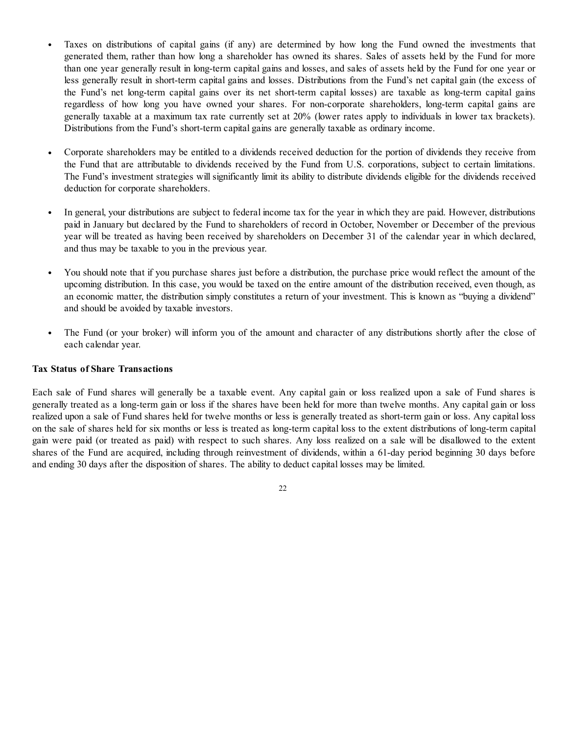- Taxes on distributions of capital gains (if any) are determined by how long the Fund owned the investments that generated them, rather than how long a shareholder has owned its shares. Sales of assets held by the Fund for more than one year generally result in long-term capital gains and losses, and sales of assets held by the Fund for one year or less generally result in short-term capital gains and losses. Distributions from the Fund's net capital gain (the excess of the Fund's net long-term capital gains over its net short-term capital losses) are taxable as long-term capital gains regardless of how long you have owned your shares. For non-corporate shareholders, long-term capital gains are generally taxable at a maximum tax rate currently set at 20% (lower rates apply to individuals in lower tax brackets). Distributions from the Fund's short-term capital gains are generally taxable as ordinary income.

- Corporate shareholders may be entitled to a dividends received deduction for the portion of dividends they receive from the Fund that are attributable to dividends received by the Fund from U.S. corporations, subject to certain limitations. The Fund's investment strategies will significantly limit its ability to distribute dividends eligible for the dividends received deduction for corporate shareholders.

- In general, your distributions are subject to federal income tax for the year in which they are paid. However, distributions paid in January but declared by the Fund to shareholders of record in October, November or December of the previous year will be treated as having been received by shareholders on December 31 of the calendar year in which declared, and thus may be taxable to you in the previous year.

- You should note that if you purchase shares just before a distribution, the purchase price would reflect the amount of the upcoming distribution. In this case, you would be taxed on the entire amount of the distribution received, even though, as an economic matter, the distribution simply constitutes a return of your investment. This is known as "buying a dividend" and should be avoided by taxable investors.

- The Fund (or your broker) will inform you of the amount and character of any distributions shortly after the close of each calendar year.

**Tax Status of Share Transactions**

Each sale of Fund shares will generally be a taxable event. Any capital gain or loss realized upon a sale of Fund shares is generally treated as a long-term gain or loss if the shares have been held for more than twelve months. Any capital gain or loss realized upon a sale of Fund shares held for twelve months or less is generally treated as short-term gain or loss. Any capital loss on the sale of shares held for six months or less is treated as long-term capital loss to the extent distributions of long-term capital gain were paid (or treated as paid) with respect to such shares. Any loss realized on a sale will be disallowed to the extent shares of the Fund are acquired, including through reinvestment of dividends, within a 61-day period beginning 30 days before and ending 30 days after the disposition of shares. The ability to deduct capital losses may be limited.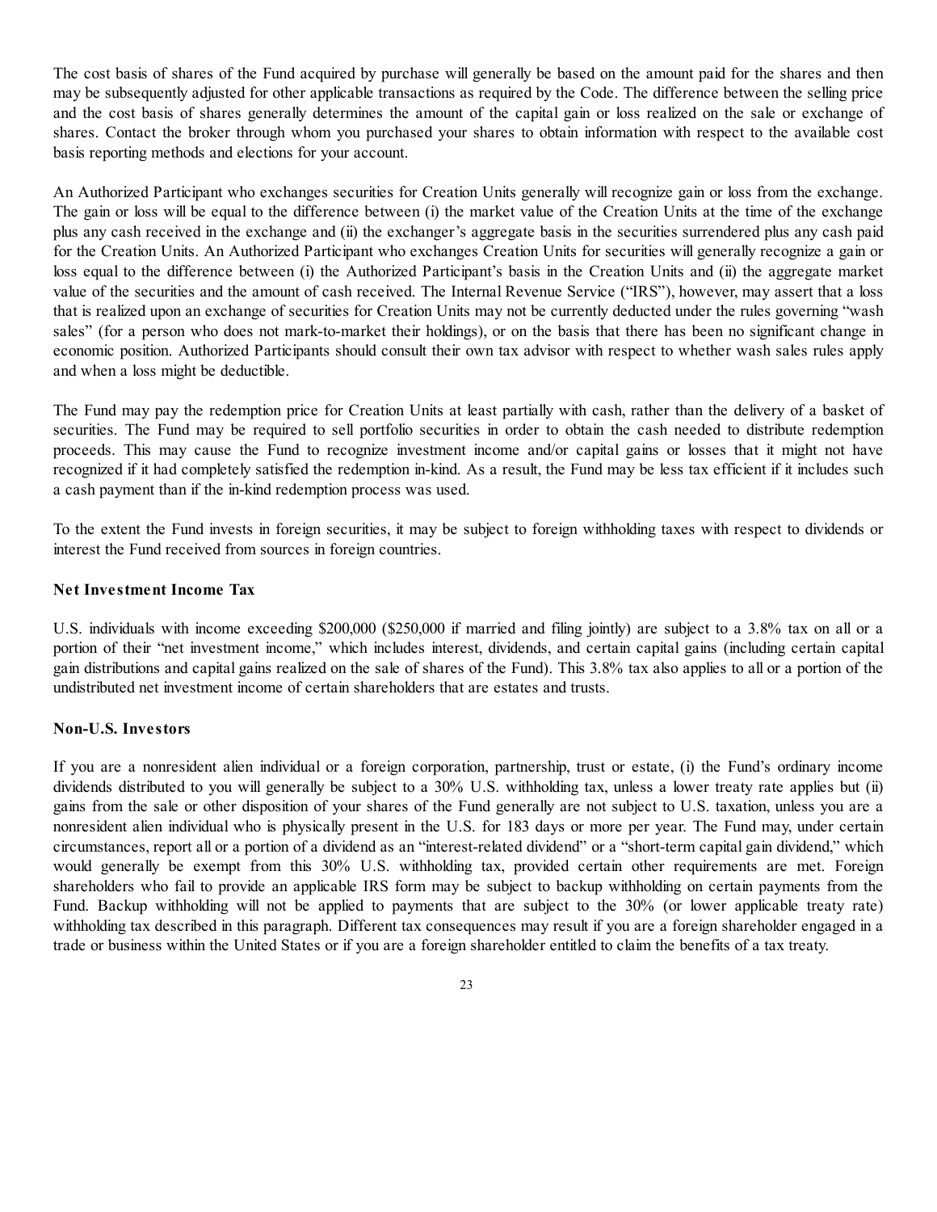The cost basis of shares of the Fund acquired by purchase will generally be based on the amount paid for the shares and then may be subsequently adjusted for other applicable transactions as required by the Code. The difference between the selling price and the cost basis of shares generally determines the amount of the capital gain or loss realized on the sale or exchange of shares. Contact the broker through whom you purchased your shares to obtain information with respect to the available cost basis reporting methods and elections for your account.

An Authorized Participant who exchanges securities for Creation Units generally will recognize gain or loss from the exchange. The gain or loss will be equal to the difference between (i) the market value of the Creation Units at the time of the exchange plus any cash received in the exchange and (ii) the exchanger's aggregate basis in the securities surrendered plus any cash paid for the Creation Units. An Authorized Participant who exchanges Creation Units for securities will generally recognize a gain or loss equal to the difference between (i) the Authorized Participant's basis in the Creation Units and (ii) the aggregate market value of the securities and the amount of cash received. The Internal Revenue Service ("IRS"), however, may assert that a loss that is realized upon an exchange of securities for Creation Units may not be currently deducted under the rules governing "wash sales" (for a person who does not mark-to-market their holdings), or on the basis that there has been no significant change in economic position. Authorized Participants should consult their own tax advisor with respect to whether wash sales rules apply and when a loss might be deductible.

The Fund may pay the redemption price for Creation Units at least partially with cash, rather than the delivery of a basket of securities. The Fund may be required to sell portfolio securities in order to obtain the cash needed to distribute redemption proceeds. This may cause the Fund to recognize investment income and/or capital gains or losses that it might not have recognized if it had completely satisfied the redemption in-kind. As a result, the Fund may be less tax efficient if it includes such a cash payment than if the in-kind redemption process was used.

To the extent the Fund invests in foreign securities, it may be subject to foreign withholding taxes with respect to dividends or interest the Fund received from sources in foreign countries.

**Net Investment Income Tax**

U.S. individuals with income exceeding $200,000 ($250,000 if married and filing jointly) are subject to a 3.8% tax on all or a portion of their "net investment income," which includes interest, dividends, and certain capital gains (including certain capital gain distributions and capital gains realized on the sale of shares of the Fund). This 3.8% tax also applies to all or a portion of the undistributed net investment income of certain shareholders that are estates and trusts.

**Non-U.S. Investors**

If you are a nonresident alien individual or a foreign corporation, partnership, trust or estate, (i) the Fund's ordinary income dividends distributed to you will generally be subject to a 30% U.S. withholding tax, unless a lower treaty rate applies but (ii) gains from the sale or other disposition of your shares of the Fund generally are not subject to U.S. taxation, unless you are a nonresident alien individual who is physically present in the U.S. for 183 days or more per year. The Fund may, under certain circumstances, report all or a portion of a dividend as an "interest-related dividend" or a "short-term capital gain dividend," which would generally be exempt from this 30% U.S. withholding tax, provided certain other requirements are met. Foreign shareholders who fail to provide an applicable IRS form may be subject to backup withholding on certain payments from the Fund. Backup withholding will not be applied to payments that are subject to the 30% (or lower applicable treaty rate) withholding tax described in this paragraph. Different tax consequences may result if you are a foreign shareholder engaged in a trade or business within the United States or if you are a foreign shareholder entitled to claim the benefits of a tax treaty.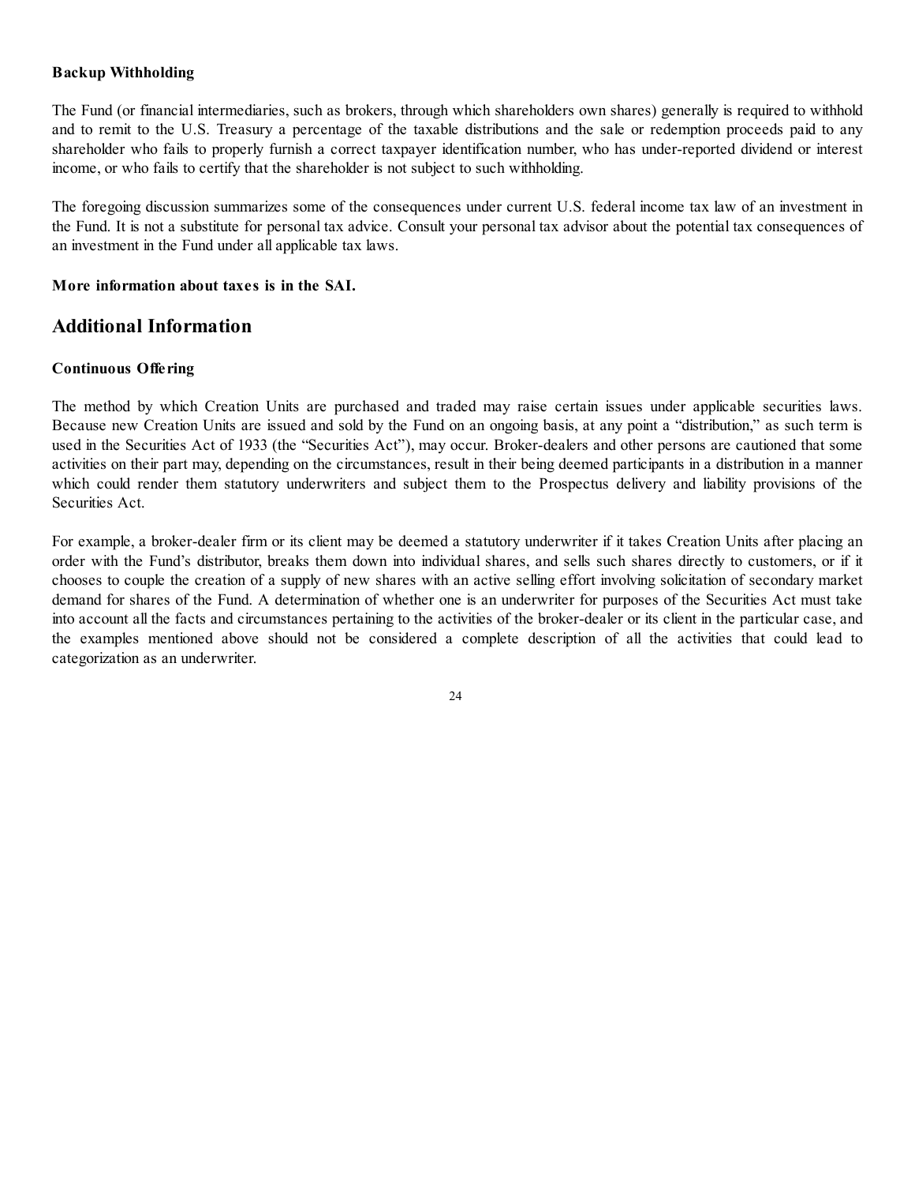**Backup Withholding**

The Fund (or financial intermediaries, such as brokers, through which shareholders own shares) generally is required to withhold and to remit to the U.S. Treasury a percentage of the taxable distributions and the sale or redemption proceeds paid to any shareholder who fails to properly furnish a correct taxpayer identification number, who has under-reported dividend or interest income, or who fails to certify that the shareholder is not subject to such withholding.

The foregoing discussion summarizes some of the consequences under current U.S. federal income tax law of an investment in the Fund. It is not a substitute for personal tax advice. Consult your personal tax advisor about the potential tax consequences of an investment in the Fund under all applicable tax laws.

**More information about taxes is in the SAI.**

## Additional Information

**Continuous Offering**

The method by which Creation Units are purchased and traded may raise certain issues under applicable securities laws. Because new Creation Units are issued and sold by the Fund on an ongoing basis, at any point a "distribution," as such term is used in the Securities Act of 1933 (the "Securities Act"), may occur. Broker-dealers and other persons are cautioned that some activities on their part may, depending on the circumstances, result in their being deemed participants in a distribution in a manner which could render them statutory underwriters and subject them to the Prospectus delivery and liability provisions of the Securities Act.

For example, a broker-dealer firm or its client may be deemed a statutory underwriter if it takes Creation Units after placing an order with the Fund's distributor, breaks them down into individual shares, and sells such shares directly to customers, or if it chooses to couple the creation of a supply of new shares with an active selling effort involving solicitation of secondary market demand for shares of the Fund. A determination of whether one is an underwriter for purposes of the Securities Act must take into account all the facts and circumstances pertaining to the activities of the broker-dealer or its client in the particular case, and the examples mentioned above should not be considered a complete description of all the activities that could lead to categorization as an underwriter.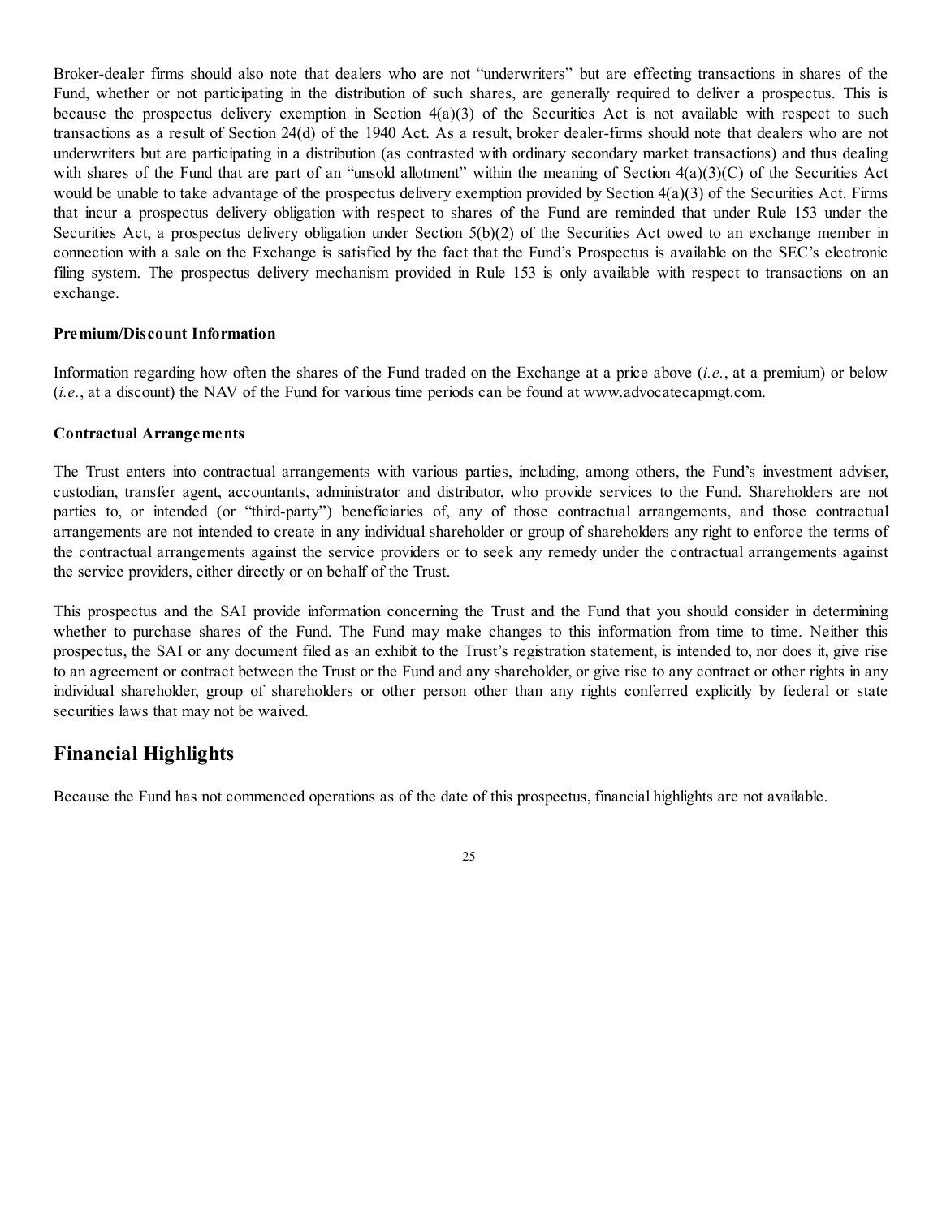Broker-dealer firms should also note that dealers who are not "underwriters" but are effecting transactions in shares of the Fund, whether or not participating in the distribution of such shares, are generally required to deliver a prospectus. This is because the prospectus delivery exemption in Section 4(a)(3) of the Securities Act is not available with respect to such transactions as a result of Section 24(d) of the 1940 Act. As a result, broker dealer-firms should note that dealers who are not underwriters but are participating in a distribution (as contrasted with ordinary secondary market transactions) and thus dealing with shares of the Fund that are part of an "unsold allotment" within the meaning of Section 4(a)(3)(C) of the Securities Act would be unable to take advantage of the prospectus delivery exemption provided by Section 4(a)(3) of the Securities Act. Firms that incur a prospectus delivery obligation with respect to shares of the Fund are reminded that under Rule 153 under the Securities Act, a prospectus delivery obligation under Section 5(b)(2) of the Securities Act owed to an exchange member in connection with a sale on the Exchange is satisfied by the fact that the Fund's Prospectus is available on the SEC's electronic filing system. The prospectus delivery mechanism provided in Rule 153 is only available with respect to transactions on an exchange.

**Premium/Discount Information**

Information regarding how often the shares of the Fund traded on the Exchange at a price above (*i.e.*, at a premium) or below (*i.e.*, at a discount) the NAV of the Fund for various time periods can be found at www.advocatecapmgt.com.

**Contractual Arrangements**

The Trust enters into contractual arrangements with various parties, including, among others, the Fund's investment adviser, custodian, transfer agent, accountants, administrator and distributor, who provide services to the Fund. Shareholders are not parties to, or intended (or "third-party") beneficiaries of, any of those contractual arrangements, and those contractual arrangements are not intended to create in any individual shareholder or group of shareholders any right to enforce the terms of the contractual arrangements against the service providers or to seek any remedy under the contractual arrangements against the service providers, either directly or on behalf of the Trust.

This prospectus and the SAI provide information concerning the Trust and the Fund that you should consider in determining whether to purchase shares of the Fund. The Fund may make changes to this information from time to time. Neither this prospectus, the SAI or any document filed as an exhibit to the Trust's registration statement, is intended to, nor does it, give rise to an agreement or contract between the Trust or the Fund and any shareholder, or give rise to any contract or other rights in any individual shareholder, group of shareholders or other person other than any rights conferred explicitly by federal or state securities laws that may not be waived.

## Financial Highlights

Because the Fund has not commenced operations as of the date of this prospectus, financial highlights are not available.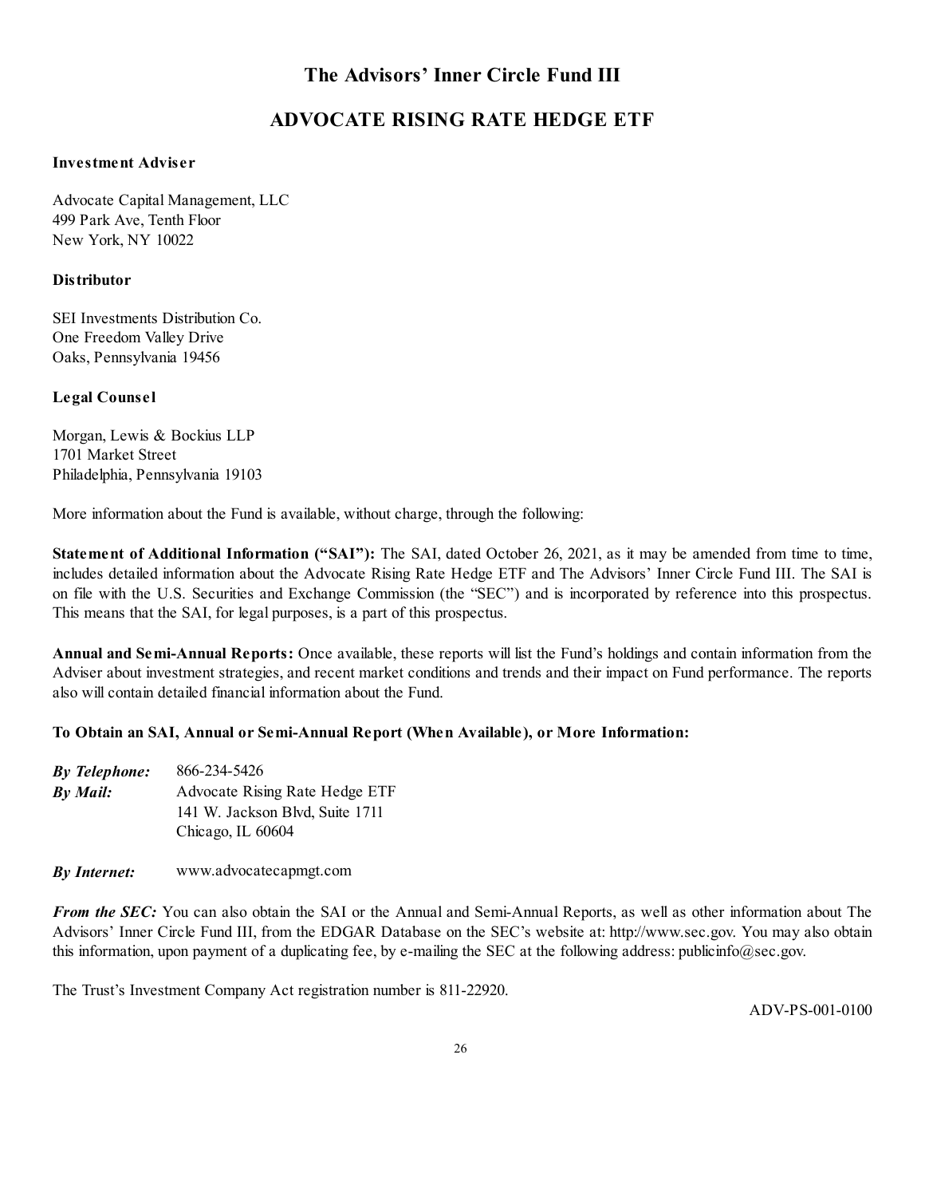# The Advisors' Inner Circle Fund III

## ADVOCATE RISING RATE HEDGE ETF

**Investment Adviser**

Advocate Capital Management, LLC
499 Park Ave, Tenth Floor
New York, NY 10022

**Distributor**

SEI Investments Distribution Co.
One Freedom Valley Drive
Oaks, Pennsylvania 19456

**Legal Counsel**

Morgan, Lewis & Bockius LLP
1701 Market Street
Philadelphia, Pennsylvania 19103

More information about the Fund is available, without charge, through the following:

**Statement of Additional Information ("SAI"):** The SAI, dated October 26, 2021, as it may be amended from time to time, includes detailed information about the Advocate Rising Rate Hedge ETF and The Advisors' Inner Circle Fund III. The SAI is on file with the U.S. Securities and Exchange Commission (the "SEC") and is incorporated by reference into this prospectus. This means that the SAI, for legal purposes, is a part of this prospectus.

**Annual and Semi-Annual Reports:** Once available, these reports will list the Fund's holdings and contain information from the Adviser about investment strategies, and recent market conditions and trends and their impact on Fund performance. The reports also will contain detailed financial information about the Fund.

**To Obtain an SAI, Annual or Semi-Annual Report (When Available), or More Information:**

***By Telephone:*** 866-234-5426
***By Mail:*** Advocate Rising Rate Hedge ETF
141 W. Jackson Blvd, Suite 1711
Chicago, IL 60604

***By Internet:*** www.advocatecapmgt.com

***From the SEC:*** You can also obtain the SAI or the Annual and Semi-Annual Reports, as well as other information about The Advisors' Inner Circle Fund III, from the EDGAR Database on the SEC's website at: http://www.sec.gov. You may also obtain this information, upon payment of a duplicating fee, by e-mailing the SEC at the following address: publicinfo@sec.gov.

The Trust's Investment Company Act registration number is 811-22920.

ADV-PS-001-0100